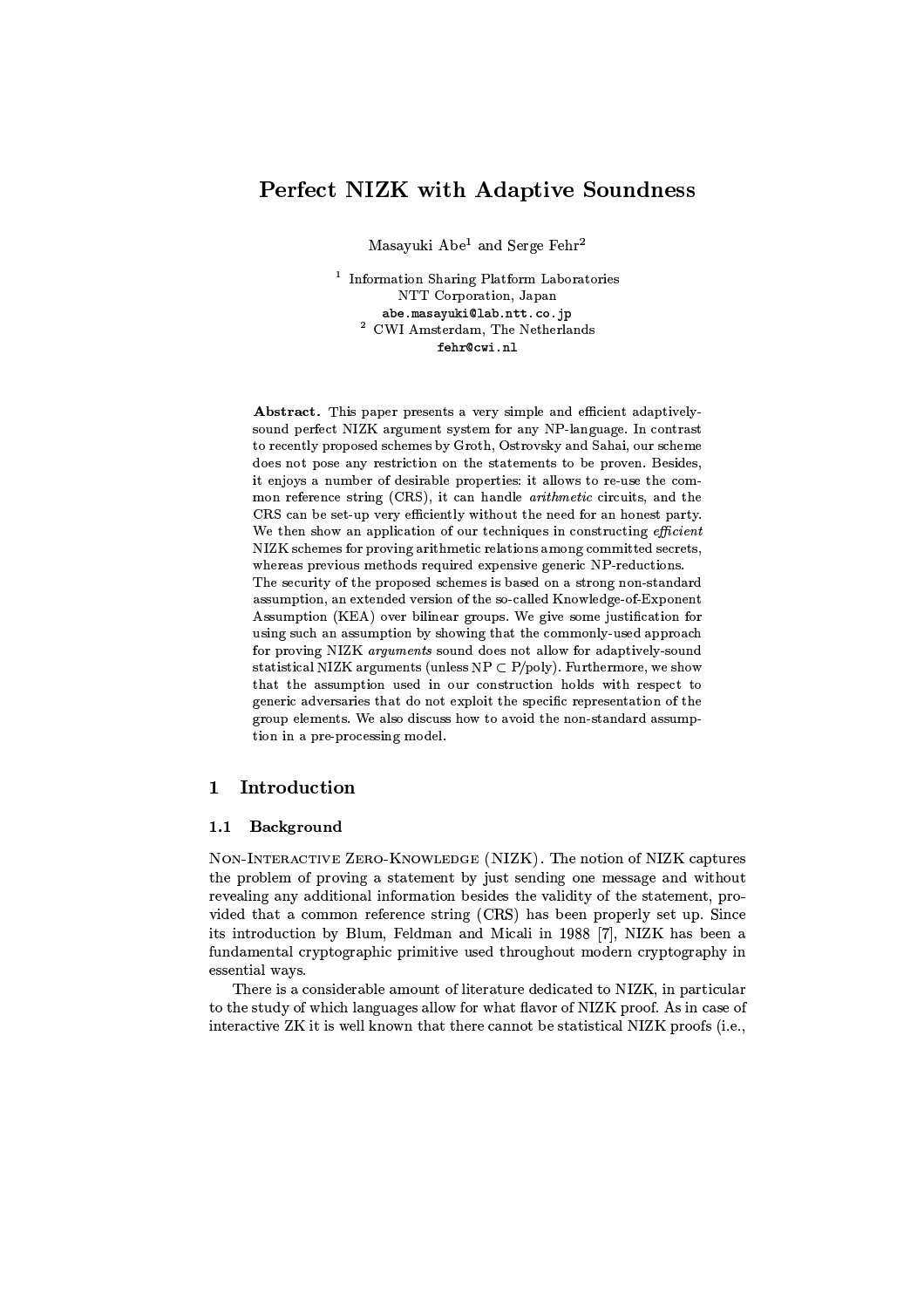# Perfect NIZK with Adaptive Soundness

Masayuki Abe[1] and Serge Fehr[2]

[1] Information Sharing Platform Laboratories
NTT Corporation, Japan
abe.masayuki@lab.ntt.co.jp

[2] CWI Amsterdam, The Netherlands
fehr@cwi.nl

**Abstract.** This paper presents a very simple and efficient adaptively-sound perfect NIZK argument system for any NP-language. In contrast to recently proposed schemes by Groth, Ostrovsky and Sahai, our scheme does not pose any restriction on the statements to be proven. Besides, it enjoys a number of desirable properties: it allows to re-use the common reference string (CRS), it can handle *arithmetic* circuits, and the CRS can be set-up very efficiently without the need for an honest party. We then show an application of our techniques in constructing *efficient* NIZK schemes for proving arithmetic relations among committed secrets, whereas previous methods required expensive generic NP-reductions.
The security of the proposed schemes is based on a strong non-standard assumption, an extended version of the so-called Knowledge-of-Exponent Assumption (KEA) over bilinear groups. We give some justification for using such an assumption by showing that the commonly-used approach for proving NIZK *arguments* sound does not allow for adaptively-sound statistical NIZK arguments (unless $\mathrm{NP} \subset \mathrm{P/poly}$). Furthermore, we show that the assumption used in our construction holds with respect to generic adversaries that do not exploit the specific representation of the group elements. We also discuss how to avoid the non-standard assumption in a pre-processing model.

## 1 Introduction

### 1.1 Background

Non-Interactive Zero-Knowledge (NIZK). The notion of NIZK captures the problem of proving a statement by just sending one message and without revealing any additional information besides the validity of the statement, provided that a common reference string (CRS) has been properly set up. Since its introduction by Blum, Feldman and Micali in 1988 [7], NIZK has been a fundamental cryptographic primitive used throughout modern cryptography in essential ways.

There is a considerable amount of literature dedicated to NIZK, in particular to the study of which languages allow for what flavor of NIZK proof. As in case of interactive ZK it is well known that there cannot be statistical NIZK proofs (i.e.,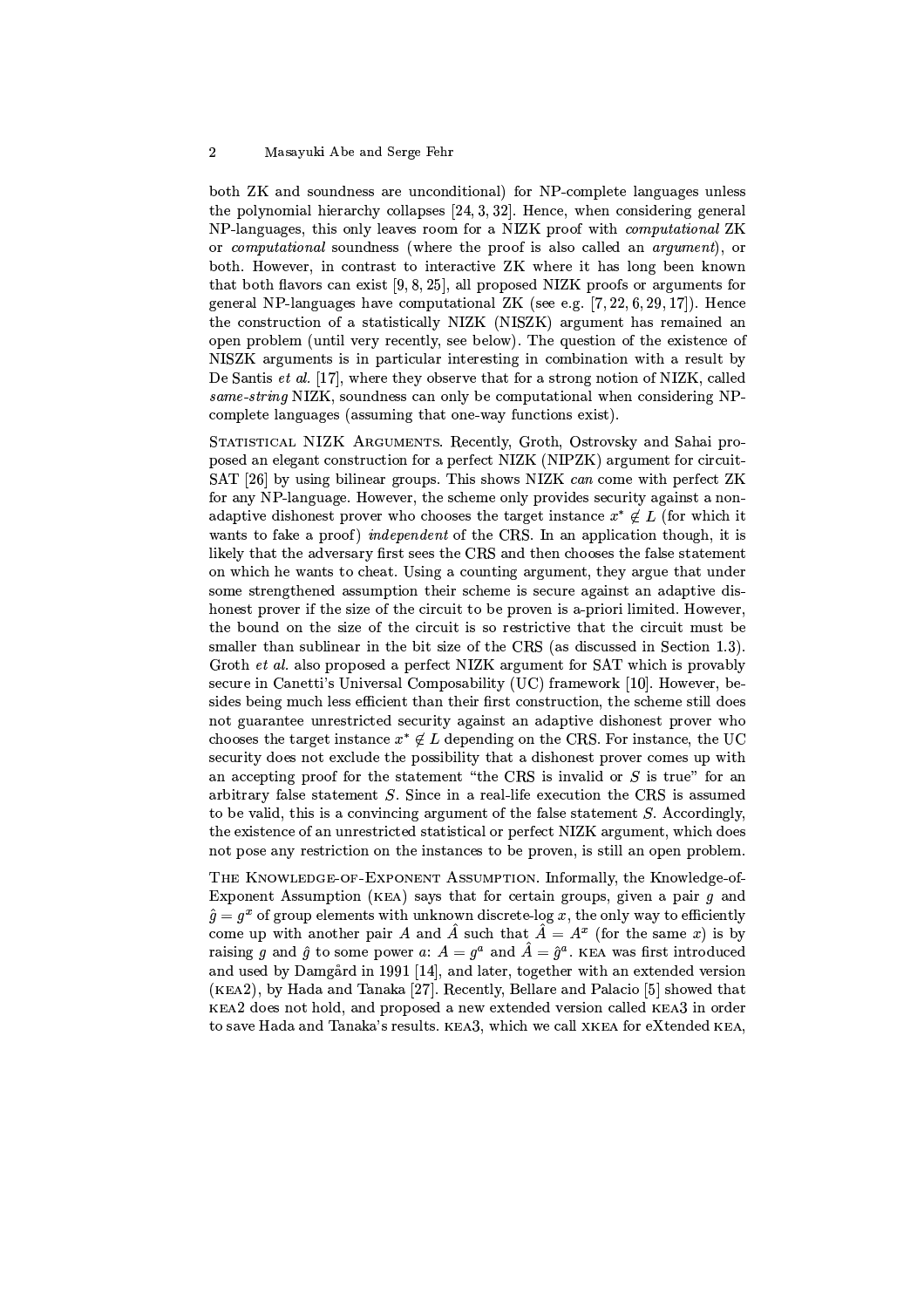both ZK and soundness are unconditional) for NP-complete languages unless the polynomial hierarchy collapses [24, 3, 32]. Hence, when considering general NP-languages, this only leaves room for a NIZK proof with *computational* ZK or *computational* soundness (where the proof is also called an *argument*), or both. However, in contrast to interactive ZK where it has long been known that both flavors can exist [9, 8, 25], all proposed NIZK proofs or arguments for general NP-languages have computational ZK (see e.g. [7, 22, 6, 29, 17]). Hence the construction of a statistically NIZK (NISZK) argument has remained an open problem (until very recently, see below). The question of the existence of NISZK arguments is in particular interesting in combination with a result by De Santis *et al.* [17], where they observe that for a strong notion of NIZK, called *same-string* NIZK, soundness can only be computational when considering NP-complete languages (assuming that one-way functions exist).

Statistical NIZK Arguments. Recently, Groth, Ostrovsky and Sahai proposed an elegant construction for a perfect NIZK (NIPZK) argument for circuit-SAT [26] by using bilinear groups. This shows NIZK *can* come with perfect ZK for any NP-language. However, the scheme only provides security against a non-adaptive dishonest prover who chooses the target instance $x^* \notin L$ (for which it wants to fake a proof) *independent* of the CRS. In an application though, it is likely that the adversary first sees the CRS and then chooses the false statement on which he wants to cheat. Using a counting argument, they argue that under some strengthened assumption their scheme is secure against an adaptive dishonest prover if the size of the circuit to be proven is a-priori limited. However, the bound on the size of the circuit is so restrictive that the circuit must be smaller than sublinear in the bit size of the CRS (as discussed in Section 1.3). Groth *et al.* also proposed a perfect NIZK argument for SAT which is provably secure in Canetti's Universal Composability (UC) framework [10]. However, besides being much less efficient than their first construction, the scheme still does not guarantee unrestricted security against an adaptive dishonest prover who chooses the target instance $x^* \notin L$ depending on the CRS. For instance, the UC security does not exclude the possibility that a dishonest prover comes up with an accepting proof for the statement "the CRS is invalid or $S$ is true" for an arbitrary false statement $S$. Since in a real-life execution the CRS is assumed to be valid, this is a convincing argument of the false statement $S$. Accordingly, the existence of an unrestricted statistical or perfect NIZK argument, which does not pose any restriction on the instances to be proven, is still an open problem.

The Knowledge-of-Exponent Assumption. Informally, the Knowledge-of-Exponent Assumption (KEA) says that for certain groups, given a pair $g$ and $\hat{g} = g^x$ of group elements with unknown discrete-log $x$, the only way to efficiently come up with another pair $A$ and $\hat{A}$ such that $\hat{A} = A^x$ (for the same $x$) is by raising $g$ and $\hat{g}$ to some power $a$: $A = g^a$ and $\hat{A} = \hat{g}^a$. KEA was first introduced and used by Damgård in 1991 [14], and later, together with an extended version (KEA2), by Hada and Tanaka [27]. Recently, Bellare and Palacio [5] showed that KEA2 does not hold, and proposed a new extended version called KEA3 in order to save Hada and Tanaka's results. KEA3, which we call XKEA for eXtended KEA,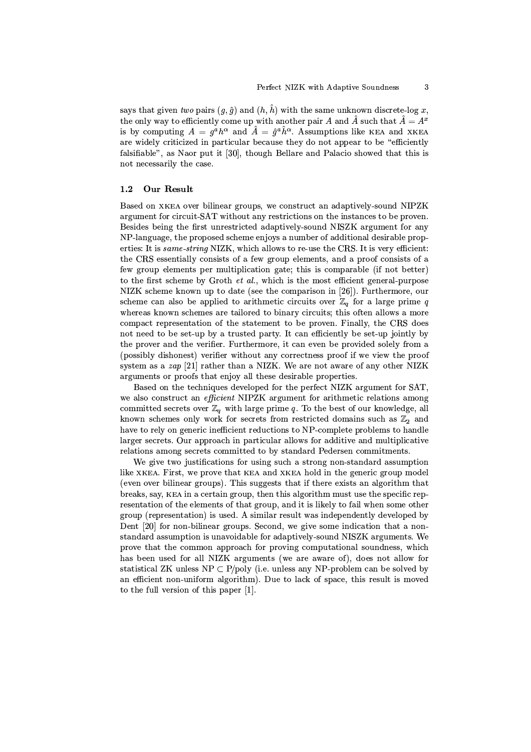says that given *two* pairs $(g, \hat{g})$ and $(h, \hat{h})$ with the same unknown discrete-log $x$, the only way to efficiently come up with another pair $A$ and $\hat{A}$ such that $\hat{A} = A^x$ is by computing $A = g^a h^\alpha$ and $\hat{A} = \hat{g}^a \hat{h}^\alpha$. Assumptions like KEA and XKEA are widely criticized in particular because they do not appear to be "efficiently falsifiable", as Naor put it [30], though Bellare and Palacio showed that this is not necessarily the case.

### 1.2 Our Result

Based on XKEA over bilinear groups, we construct an adaptively-sound NIPZK argument for circuit-SAT without any restrictions on the instances to be proven. Besides being the first unrestricted adaptively-sound NISZK argument for any NP-language, the proposed scheme enjoys a number of additional desirable properties: It is *same-string* NIZK, which allows to re-use the CRS. It is very efficient: the CRS essentially consists of a few group elements, and a proof consists of a few group elements per multiplication gate; this is comparable (if not better) to the first scheme by Groth *et al.*, which is the most efficient general-purpose NIZK scheme known up to date (see the comparison in [26]). Furthermore, our scheme can also be applied to arithmetic circuits over $\mathbb{Z}_q$ for a large prime $q$ whereas known schemes are tailored to binary circuits; this often allows a more compact representation of the statement to be proven. Finally, the CRS does not need to be set-up by a trusted party. It can efficiently be set-up jointly by the prover and the verifier. Furthermore, it can even be provided solely from a (possibly dishonest) verifier without any correctness proof if we view the proof system as a *zap* [21] rather than a NIZK. We are not aware of any other NIZK arguments or proofs that enjoy all these desirable properties.

Based on the techniques developed for the perfect NIZK argument for SAT, we also construct an *efficient* NIPZK argument for arithmetic relations among committed secrets over $\mathbb{Z}_q$ with large prime $q$. To the best of our knowledge, all known schemes only work for secrets from restricted domains such as $\mathbb{Z}_2$ and have to rely on generic inefficient reductions to NP-complete problems to handle larger secrets. Our approach in particular allows for additive and multiplicative relations among secrets committed to by standard Pedersen commitments.

We give two justifications for using such a strong non-standard assumption like XKEA. First, we prove that KEA and XKEA hold in the generic group model (even over bilinear groups). This suggests that if there exists an algorithm that breaks, say, KEA in a certain group, then this algorithm must use the specific representation of the elements of that group, and it is likely to fail when some other group (representation) is used. A similar result was independently developed by Dent [20] for non-bilinear groups. Second, we give some indication that a non-standard assumption is unavoidable for adaptively-sound NISZK arguments. We prove that the common approach for proving computational soundness, which has been used for all NIZK arguments (we are aware of), does not allow for statistical ZK unless NP $\subset$ P/poly (i.e. unless any NP-problem can be solved by an efficient non-uniform algorithm). Due to lack of space, this result is moved to the full version of this paper [1].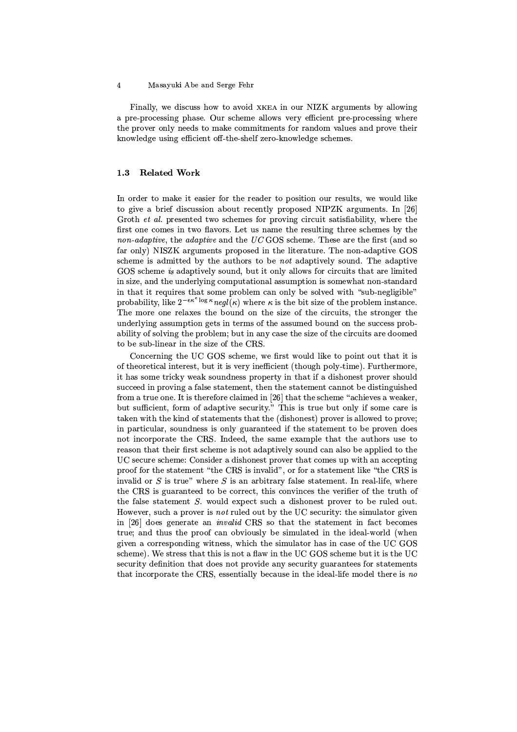Finally, we discuss how to avoid XKEA in our NIZK arguments by allowing a pre-processing phase. Our scheme allows very efficient pre-processing where the prover only needs to make commitments for random values and prove their knowledge using efficient off-the-shelf zero-knowledge schemes.

### 1.3 Related Work

In order to make it easier for the reader to position our results, we would like to give a brief discussion about recently proposed NIPZK arguments. In [26] Groth *et al.* presented two schemes for proving circuit satisfiability, where the first one comes in two flavors. Let us name the resulting three schemes by the *non-adaptive*, the *adaptive* and the *UC* GOS scheme. These are the first (and so far only) NISZK arguments proposed in the literature. The non-adaptive GOS scheme is admitted by the authors to be *not* adaptively sound. The adaptive GOS scheme *is* adaptively sound, but it only allows for circuits that are limited in size, and the underlying computational assumption is somewhat non-standard in that it requires that some problem can only be solved with "sub-negligible" probability, like $2^{-\epsilon\kappa^{\epsilon}\log\kappa} negl(\kappa)$ where $\kappa$ is the bit size of the problem instance. The more one relaxes the bound on the size of the circuits, the stronger the underlying assumption gets in terms of the assumed bound on the success probability of solving the problem; but in any case the size of the circuits are doomed to be sub-linear in the size of the CRS.

Concerning the UC GOS scheme, we first would like to point out that it is of theoretical interest, but it is very inefficient (though poly-time). Furthermore, it has some tricky weak soundness property in that if a dishonest prover should succeed in proving a false statement, then the statement cannot be distinguished from a true one. It is therefore claimed in [26] that the scheme "achieves a weaker, but sufficient, form of adaptive security." This is true but only if some care is taken with the kind of statements that the (dishonest) prover is allowed to prove; in particular, soundness is only guaranteed if the statement to be proven does not incorporate the CRS. Indeed, the same example that the authors use to reason that their first scheme is not adaptively sound can also be applied to the UC secure scheme: Consider a dishonest prover that comes up with an accepting proof for the statement "the CRS is invalid", or for a statement like "the CRS is invalid or $S$ is true" where $S$ is an arbitrary false statement. In real-life, where the CRS is guaranteed to be correct, this convinces the verifier of the truth of the false statement $S$. would expect such a dishonest prover to be ruled out. However, such a prover is *not* ruled out by the UC security: the simulator given in [26] does generate an *invalid* CRS so that the statement in fact becomes true; and thus the proof can obviously be simulated in the ideal-world (when given a corresponding witness, which the simulator has in case of the UC GOS scheme). We stress that this is not a flaw in the UC GOS scheme but it is the UC security definition that does not provide any security guarantees for statements that incorporate the CRS, essentially because in the ideal-life model there is *no*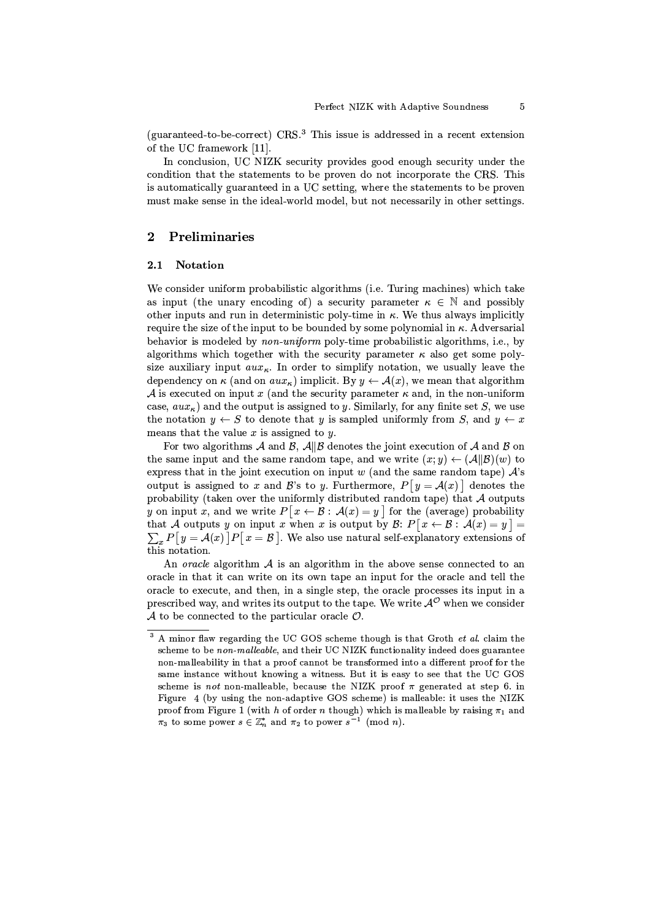(guaranteed-to-be-correct) CRS.[3] This issue is addressed in a recent extension of the UC framework [11].

In conclusion, UC NIZK security provides good enough security under the condition that the statements to be proven do not incorporate the CRS. This is automatically guaranteed in a UC setting, where the statements to be proven must make sense in the ideal-world model, but not necessarily in other settings.

## 2 Preliminaries

### 2.1 Notation

We consider uniform probabilistic algorithms (i.e. Turing machines) which take as input (the unary encoding of) a security parameter $\kappa \in \mathbb{N}$ and possibly other inputs and run in deterministic poly-time in $\kappa$. We thus always implicitly require the size of the input to be bounded by some polynomial in $\kappa$. Adversarial behavior is modeled by *non-uniform* poly-time probabilistic algorithms, i.e., by algorithms which together with the security parameter $\kappa$ also get some poly-size auxiliary input $aux_\kappa$. In order to simplify notation, we usually leave the dependency on $\kappa$ (and on $aux_\kappa$) implicit. By $y \leftarrow \mathcal{A}(x)$, we mean that algorithm $\mathcal{A}$ is executed on input $x$ (and the security parameter $\kappa$ and, in the non-uniform case, $aux_\kappa$) and the output is assigned to $y$. Similarly, for any finite set $S$, we use the notation $y \leftarrow S$ to denote that $y$ is sampled uniformly from $S$, and $y \leftarrow x$ means that the value $x$ is assigned to $y$.

For two algorithms $\mathcal{A}$ and $\mathcal{B}$, $\mathcal{A}\|\mathcal{B}$ denotes the joint execution of $\mathcal{A}$ and $\mathcal{B}$ on the same input and the same random tape, and we write $(x; y) \leftarrow (\mathcal{A}\|\mathcal{B})(w)$ to express that in the joint execution on input $w$ (and the same random tape) $\mathcal{A}$'s output is assigned to $x$ and $\mathcal{B}$'s to $y$. Furthermore, $P\big[\, y = \mathcal{A}(x) \,\big]$ denotes the probability (taken over the uniformly distributed random tape) that $\mathcal{A}$ outputs $y$ on input $x$, and we write $P\big[\, x \leftarrow \mathcal{B} : \mathcal{A}(x) = y \,\big]$ for the (average) probability that $\mathcal{A}$ outputs $y$ on input $x$ when $x$ is output by $\mathcal{B}$: $P\big[\, x \leftarrow \mathcal{B} : \mathcal{A}(x) = y \,\big] = \sum_x P\big[\, y = \mathcal{A}(x) \,\big] P\big[\, x = \mathcal{B} \,\big]$. We also use natural self-explanatory extensions of this notation.

An *oracle* algorithm $\mathcal{A}$ is an algorithm in the above sense connected to an oracle in that it can write on its own tape an input for the oracle and tell the oracle to execute, and then, in a single step, the oracle processes its input in a prescribed way, and writes its output to the tape. We write $\mathcal{A}^{\mathcal{O}}$ when we consider $\mathcal{A}$ to be connected to the particular oracle $\mathcal{O}$.

[3] A minor flaw regarding the UC GOS scheme though is that Groth *et al.* claim the scheme to be *non-malleable*, and their UC NIZK functionality indeed does guarantee non-malleability in that a proof cannot be transformed into a different proof for the same instance without knowing a witness. But it is easy to see that the UC GOS scheme is *not* non-malleable, because the NIZK proof $\pi$ generated at step 6. in Figure 4 (by using the non-adaptive GOS scheme) is malleable: it uses the NIZK proof from Figure 1 (with $h$ of order $n$ though) which is malleable by raising $\pi_1$ and $\pi_3$ to some power $s \in \mathbb{Z}_n^*$ and $\pi_2$ to power $s^{-1} \pmod{n}$.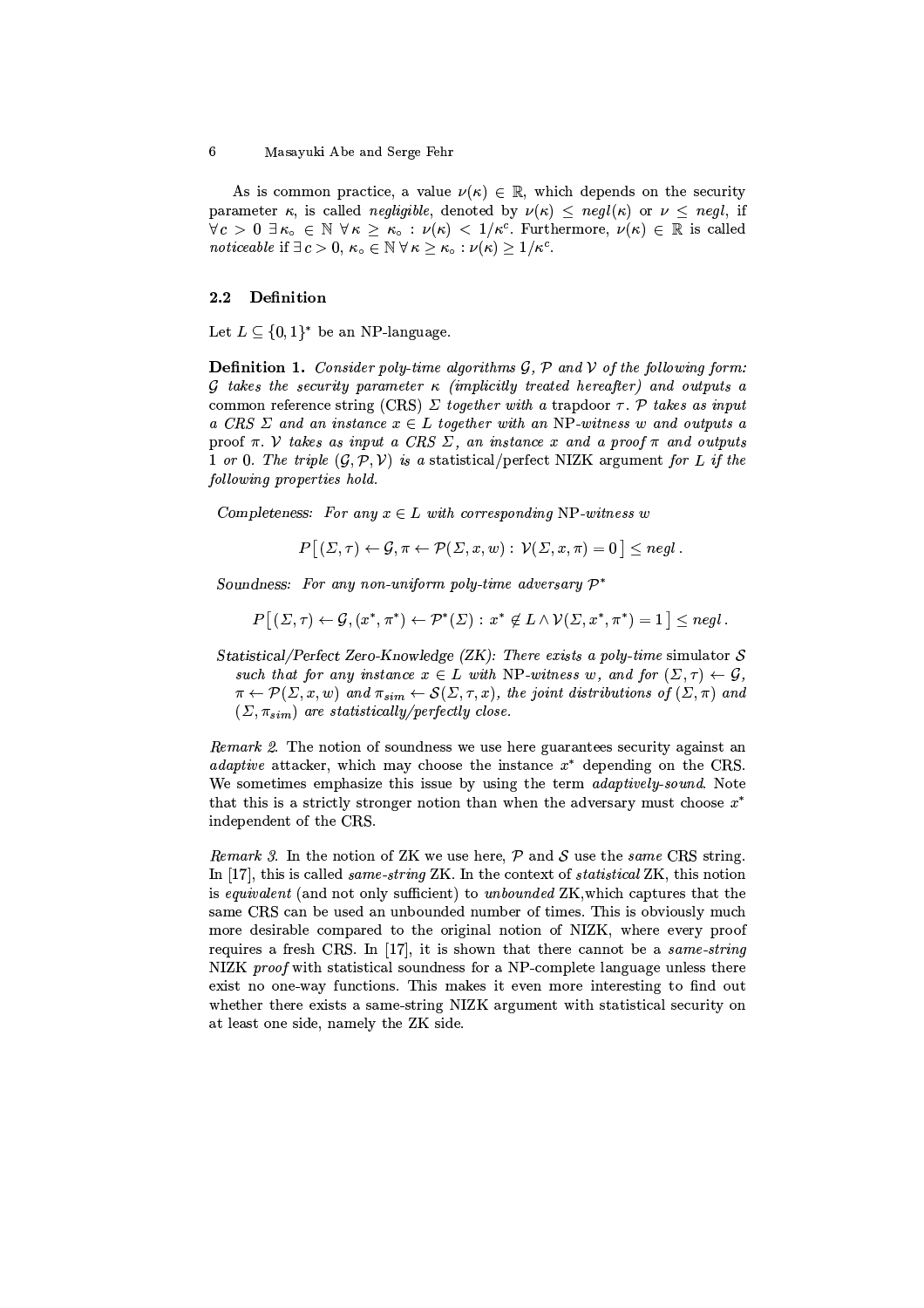As is common practice, a value $\nu(\kappa) \in \mathbb{R}$, which depends on the security parameter $\kappa$, is called *negligible*, denoted by $\nu(\kappa) \leq negl(\kappa)$ or $\nu \leq negl$, if $\forall c > 0 \; \exists \kappa_\circ \in \mathbb{N} \; \forall \kappa \geq \kappa_\circ : \nu(\kappa) < 1/\kappa^c$. Furthermore, $\nu(\kappa) \in \mathbb{R}$ is called *noticeable* if $\exists \, c > 0, \, \kappa_\circ \in \mathbb{N} \; \forall \kappa \geq \kappa_\circ : \nu(\kappa) \geq 1/\kappa^c$.

### 2.2 Definition

Let $L \subseteq \{0,1\}^*$ be an NP-language.

**Definition 1.** *Consider poly-time algorithms $\mathcal{G}$, $\mathcal{P}$ and $\mathcal{V}$ of the following form: $\mathcal{G}$ takes the security parameter $\kappa$ (implicitly treated hereafter) and outputs a* common reference string (CRS) *$\Sigma$ together with a trapdoor $\tau$. $\mathcal{P}$ takes as input a CRS $\Sigma$ and an instance $x \in L$ together with an* NP*-witness $w$ and outputs a proof $\pi$. $\mathcal{V}$ takes as input a CRS $\Sigma$, an instance $x$ and a proof $\pi$ and outputs 1 or 0. The triple $(\mathcal{G}, \mathcal{P}, \mathcal{V})$ is a* statistical/perfect NIZK argument *for $L$ if the following properties hold.*

*Completeness: For any $x \in L$ with corresponding* NP*-witness $w$*

$$P\big[(\Sigma, \tau) \leftarrow \mathcal{G}, \pi \leftarrow \mathcal{P}(\Sigma, x, w) : \mathcal{V}(\Sigma, x, \pi) = 0\big] \leq negl\,.$$

*Soundness: For any non-uniform poly-time adversary $\mathcal{P}^*$*

$$P\big[(\Sigma, \tau) \leftarrow \mathcal{G}, (x^*, \pi^*) \leftarrow \mathcal{P}^*(\Sigma) : x^* \notin L \wedge \mathcal{V}(\Sigma, x^*, \pi^*) = 1\big] \leq negl\,.$$

*Statistical/Perfect Zero-Knowledge (ZK): There exists a* poly-time *simulator $\mathcal{S}$ such that for any instance $x \in L$ with* NP*-witness $w$, and for $(\Sigma, \tau) \leftarrow \mathcal{G}$, $\pi \leftarrow \mathcal{P}(\Sigma, x, w)$ and $\pi_{sim} \leftarrow \mathcal{S}(\Sigma, \tau, x)$, the joint distributions of $(\Sigma, \pi)$ and $(\Sigma, \pi_{sim})$ are statistically/perfectly close.*

*Remark 2.* The notion of soundness we use here guarantees security against an *adaptive* attacker, which may choose the instance $x^*$ depending on the CRS. We sometimes emphasize this issue by using the term *adaptively-sound*. Note that this is a strictly stronger notion than when the adversary must choose $x^*$ independent of the CRS.

*Remark 3.* In the notion of ZK we use here, $\mathcal{P}$ and $\mathcal{S}$ use the *same* CRS string. In [17], this is called *same-string* ZK. In the context of *statistical* ZK, this notion is *equivalent* (and not only sufficient) to *unbounded* ZK,which captures that the same CRS can be used an unbounded number of times. This is obviously much more desirable compared to the original notion of NIZK, where every proof requires a fresh CRS. In [17], it is shown that there cannot be a *same-string* NIZK *proof* with statistical soundness for a NP-complete language unless there exist no one-way functions. This makes it even more interesting to find out whether there exists a same-string NIZK argument with statistical security on at least one side, namely the ZK side.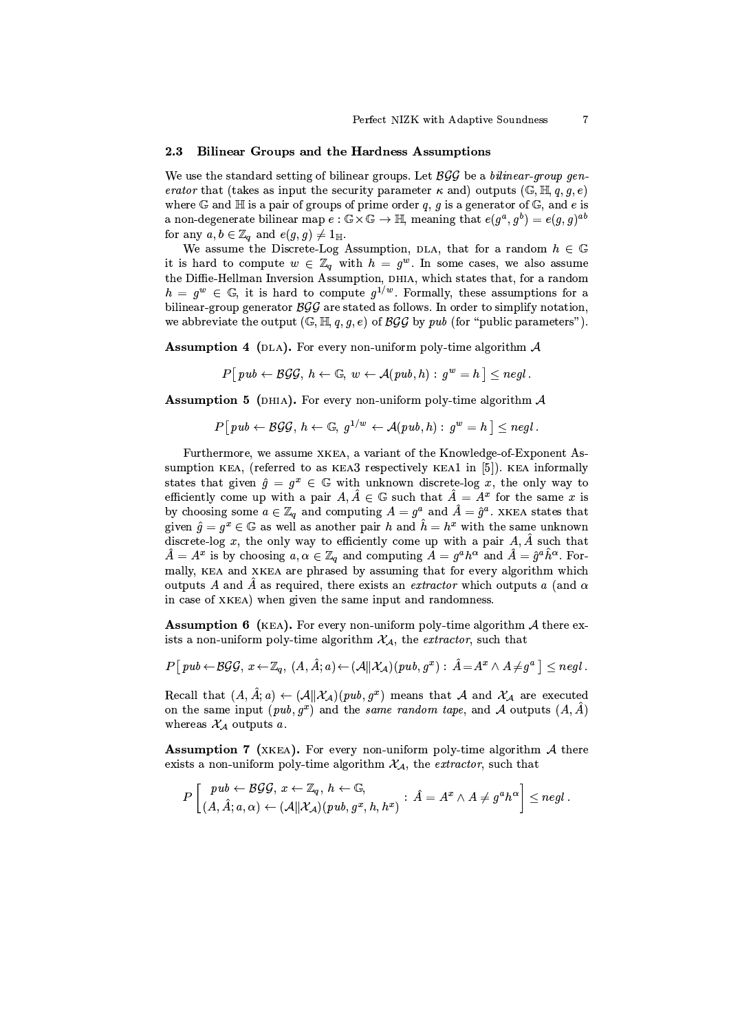### 2.3 Bilinear Groups and the Hardness Assumptions

We use the standard setting of bilinear groups. Let $\mathcal{BGG}$ be a *bilinear-group generator* that (takes as input the security parameter $\kappa$ and) outputs $(\mathbb{G}, \mathbb{H}, q, g, e)$ where $\mathbb{G}$ and $\mathbb{H}$ is a pair of groups of prime order $q$, $g$ is a generator of $\mathbb{G}$, and $e$ is a non-degenerate bilinear map $e : \mathbb{G} \times \mathbb{G} \to \mathbb{H}$, meaning that $e(g^a, g^b) = e(g, g)^{ab}$ for any $a, b \in \mathbb{Z}_q$ and $e(g, g) \neq 1_{\mathbb{H}}$.

We assume the Discrete-Log Assumption, DLA, that for a random $h \in \mathbb{G}$ it is hard to compute $w \in \mathbb{Z}_q$ with $h = g^w$. In some cases, we also assume the Diffie-Hellman Inversion Assumption, DHIA, which states that, for a random $h = g^w \in \mathbb{G}$, it is hard to compute $g^{1/w}$. Formally, these assumptions for a bilinear-group generator $\mathcal{BGG}$ are stated as follows. In order to simplify notation, we abbreviate the output $(\mathbb{G}, \mathbb{H}, q, g, e)$ of $\mathcal{BGG}$ by *pub* (for "public parameters").

**Assumption 4 (DLA).** For every non-uniform poly-time algorithm $\mathcal{A}$

$$P\big[\, pub \leftarrow \mathcal{BGG},\ h \leftarrow \mathbb{G},\ w \leftarrow \mathcal{A}(pub, h) :\ g^w = h \,\big] \leq negl\,.$$

**Assumption 5 (DHIA).** For every non-uniform poly-time algorithm $\mathcal{A}$

$$P\big[\, pub \leftarrow \mathcal{BGG},\ h \leftarrow \mathbb{G},\ g^{1/w} \leftarrow \mathcal{A}(pub, h) :\ g^w = h \,\big] \leq negl\,.$$

Furthermore, we assume XKEA, a variant of the Knowledge-of-Exponent Assumption KEA, (referred to as KEA3 respectively KEA1 in [5]). KEA informally states that given $\hat{g} = g^x \in \mathbb{G}$ with unknown discrete-log $x$, the only way to efficiently come up with a pair $A, \hat{A} \in \mathbb{G}$ such that $\hat{A} = A^x$ for the same $x$ is by choosing some $a \in \mathbb{Z}_q$ and computing $A = g^a$ and $\hat{A} = \hat{g}^a$. XKEA states that given $\hat{g} = g^x \in \mathbb{G}$ as well as another pair $h$ and $\hat{h} = h^x$ with the same unknown discrete-log $x$, the only way to efficiently come up with a pair $A, \hat{A}$ such that $\hat{A} = A^x$ is by choosing $a, \alpha \in \mathbb{Z}_q$ and computing $A = g^a h^\alpha$ and $\hat{A} = \hat{g}^a \hat{h}^\alpha$. Formally, KEA and XKEA are phrased by assuming that for every algorithm which outputs $A$ and $\hat{A}$ as required, there exists an *extractor* which outputs $a$ (and $\alpha$ in case of XKEA) when given the same input and randomness.

**Assumption 6 (KEA).** For every non-uniform poly-time algorithm $\mathcal{A}$ there exists a non-uniform poly-time algorithm $\mathcal{X}_{\mathcal{A}}$, the *extractor*, such that

$$P\big[\, pub \leftarrow \mathcal{BGG},\ x \leftarrow \mathbb{Z}_q,\ (A, \hat{A}; a) \leftarrow (\mathcal{A} \| \mathcal{X}_{\mathcal{A}})(pub, g^x) :\ \hat{A} = A^x \wedge A \neq g^a \,\big] \leq negl\,.$$

Recall that $(A, \hat{A}; a) \leftarrow (\mathcal{A} \| \mathcal{X}_{\mathcal{A}})(pub, g^x)$ means that $\mathcal{A}$ and $\mathcal{X}_{\mathcal{A}}$ are executed on the same input $(pub, g^x)$ and the *same random tape*, and $\mathcal{A}$ outputs $(A, \hat{A})$ whereas $\mathcal{X}_{\mathcal{A}}$ outputs $a$.

**Assumption 7 (XKEA).** For every non-uniform poly-time algorithm $\mathcal{A}$ there exists a non-uniform poly-time algorithm $\mathcal{X}_{\mathcal{A}}$, the *extractor*, such that

$$P\left[\begin{array}{c} pub \leftarrow \mathcal{BGG},\ x \leftarrow \mathbb{Z}_q,\ h \leftarrow \mathbb{G}, \\ (A, \hat{A}; a, \alpha) \leftarrow (\mathcal{A} \| \mathcal{X}_{\mathcal{A}})(pub, g^x, h, h^x) \end{array} :\ \hat{A} = A^x \wedge A \neq g^a h^\alpha \right] \leq negl\,.$$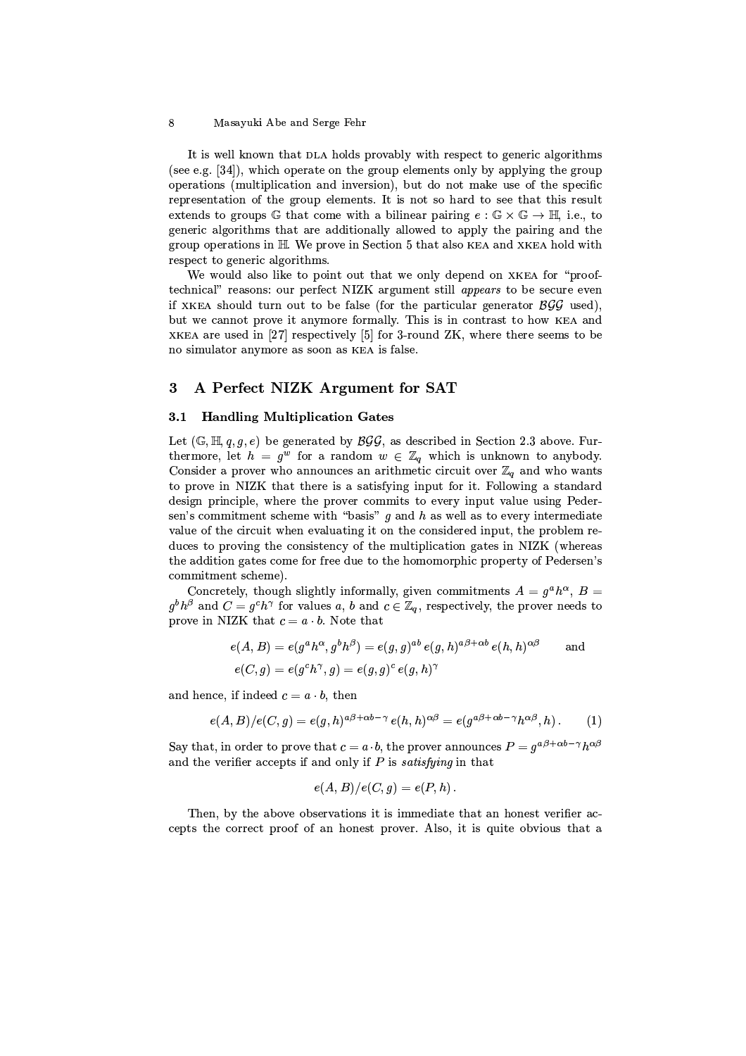It is well known that DLA holds provably with respect to generic algorithms (see e.g. [34]), which operate on the group elements only by applying the group operations (multiplication and inversion), but do not make use of the specific representation of the group elements. It is not so hard to see that this result extends to groups $\mathbb{G}$ that come with a bilinear pairing $e : \mathbb{G} \times \mathbb{G} \to \mathbb{H}$, i.e., to generic algorithms that are additionally allowed to apply the pairing and the group operations in $\mathbb{H}$. We prove in Section 5 that also KEA and XKEA hold with respect to generic algorithms.

We would also like to point out that we only depend on XKEA for "proof-technical" reasons: our perfect NIZK argument still *appears* to be secure even if XKEA should turn out to be false (for the particular generator $\mathcal{BGG}$ used), but we cannot prove it anymore formally. This is in contrast to how KEA and XKEA are used in [27] respectively [5] for 3-round ZK, where there seems to be no simulator anymore as soon as KEA is false.

## 3 A Perfect NIZK Argument for SAT

### 3.1 Handling Multiplication Gates

Let $(\mathbb{G}, \mathbb{H}, q, g, e)$ be generated by $\mathcal{BGG}$, as described in Section 2.3 above. Furthermore, let $h = g^w$ for a random $w \in \mathbb{Z}_q$ which is unknown to anybody. Consider a prover who announces an arithmetic circuit over $\mathbb{Z}_q$ and who wants to prove in NIZK that there is a satisfying input for it. Following a standard design principle, where the prover commits to every input value using Pedersen's commitment scheme with "basis" $g$ and $h$ as well as to every intermediate value of the circuit when evaluating it on the considered input, the problem reduces to proving the consistency of the multiplication gates in NIZK (whereas the addition gates come for free due to the homomorphic property of Pedersen's commitment scheme).

Concretely, though slightly informally, given commitments $A = g^a h^\alpha$, $B = g^b h^\beta$ and $C = g^c h^\gamma$ for values $a$, $b$ and $c \in \mathbb{Z}_q$, respectively, the prover needs to prove in NIZK that $c = a \cdot b$. Note that

$$e(A, B) = e(g^a h^\alpha, g^b h^\beta) = e(g, g)^{ab}\, e(g, h)^{a\beta + \alpha b}\, e(h, h)^{\alpha\beta} \qquad \text{and}$$
$$e(C, g) = e(g^c h^\gamma, g) = e(g, g)^c\, e(g, h)^\gamma$$

and hence, if indeed $c = a \cdot b$, then

$$e(A, B)/e(C, g) = e(g, h)^{a\beta + \alpha b - \gamma}\, e(h, h)^{\alpha\beta} = e(g^{a\beta + \alpha b - \gamma} h^{\alpha\beta}, h)\,. \qquad (1)$$

Say that, in order to prove that $c = a \cdot b$, the prover announces $P = g^{a\beta + \alpha b - \gamma} h^{\alpha\beta}$ and the verifier accepts if and only if $P$ is *satisfying* in that

$$e(A, B)/e(C, g) = e(P, h)\,.$$

Then, by the above observations it is immediate that an honest verifier accepts the correct proof of an honest prover. Also, it is quite obvious that a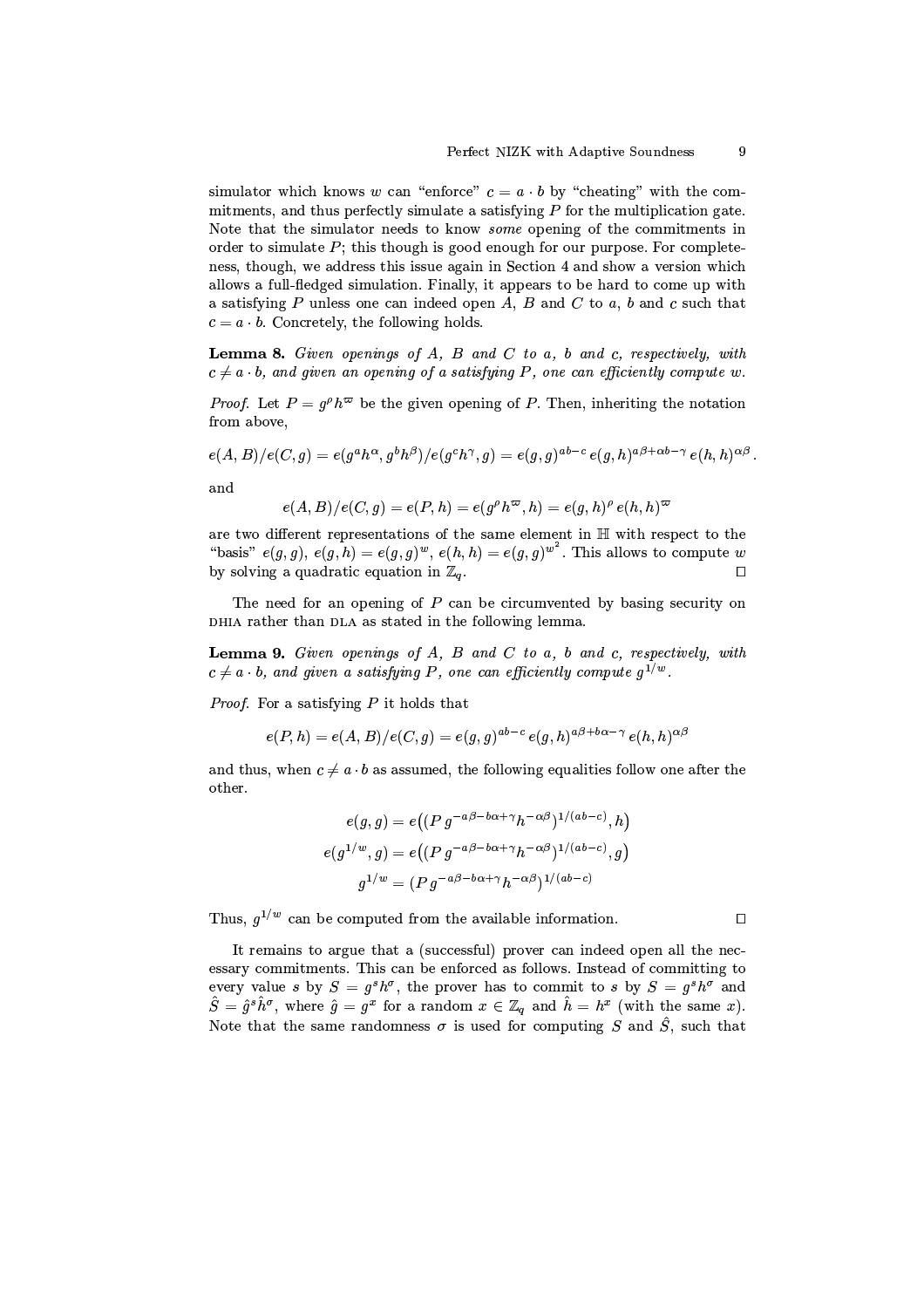simulator which knows $w$ can "enforce" $c = a \cdot b$ by "cheating" with the commitments, and thus perfectly simulate a satisfying $P$ for the multiplication gate. Note that the simulator needs to know *some* opening of the commitments in order to simulate $P$; this though is good enough for our purpose. For completeness, though, we address this issue again in Section 4 and show a version which allows a full-fledged simulation. Finally, it appears to be hard to come up with a satisfying $P$ unless one can indeed open $A$, $B$ and $C$ to $a$, $b$ and $c$ such that $c = a \cdot b$. Concretely, the following holds.

**Lemma 8.** *Given openings of $A$, $B$ and $C$ to $a$, $b$ and $c$, respectively, with $c \neq a \cdot b$, and given an opening of a satisfying $P$, one can efficiently compute $w$.*

*Proof.* Let $P = g^{\rho} h^{\varpi}$ be the given opening of $P$. Then, inheriting the notation from above,

$$e(A,B)/e(C,g) = e(g^a h^{\alpha}, g^b h^{\beta})/e(g^c h^{\gamma}, g) = e(g,g)^{ab-c}\, e(g,h)^{a\beta+\alpha b-\gamma}\, e(h,h)^{\alpha\beta}.$$

and

$$e(A,B)/e(C,g) = e(P,h) = e(g^{\rho} h^{\varpi}, h) = e(g,h)^{\rho}\, e(h,h)^{\varpi}$$

are two different representations of the same element in $\mathbb{H}$ with respect to the "basis" $e(g,g)$, $e(g,h) = e(g,g)^w$, $e(h,h) = e(g,g)^{w^2}$. This allows to compute $w$ by solving a quadratic equation in $\mathbb{Z}_q$. $\square$

The need for an opening of $P$ can be circumvented by basing security on DHIA rather than DLA as stated in the following lemma.

**Lemma 9.** *Given openings of $A$, $B$ and $C$ to $a$, $b$ and $c$, respectively, with $c \neq a \cdot b$, and given a satisfying $P$, one can efficiently compute $g^{1/w}$.*

*Proof.* For a satisfying $P$ it holds that

$$e(P,h) = e(A,B)/e(C,g) = e(g,g)^{ab-c}\, e(g,h)^{a\beta+b\alpha-\gamma}\, e(h,h)^{\alpha\beta}$$

and thus, when $c \neq a \cdot b$ as assumed, the following equalities follow one after the other.

$$e(g,g) = e\big((P\, g^{-a\beta-b\alpha+\gamma} h^{-\alpha\beta})^{1/(ab-c)}, h\big)$$
$$e(g^{1/w},g) = e\big((P\, g^{-a\beta-b\alpha+\gamma} h^{-\alpha\beta})^{1/(ab-c)}, g\big)$$
$$g^{1/w} = (P\, g^{-a\beta-b\alpha+\gamma} h^{-\alpha\beta})^{1/(ab-c)}$$

Thus, $g^{1/w}$ can be computed from the available information. $\square$

It remains to argue that a (successful) prover can indeed open all the necessary commitments. This can be enforced as follows. Instead of committing to every value $s$ by $S = g^s h^{\sigma}$, the prover has to commit to $s$ by $S = g^s h^{\sigma}$ and $\hat{S} = \hat{g}^s \hat{h}^{\sigma}$, where $\hat{g} = g^x$ for a random $x \in \mathbb{Z}_q$ and $\hat{h} = h^x$ (with the same $x$). Note that the same randomness $\sigma$ is used for computing $S$ and $\hat{S}$, such that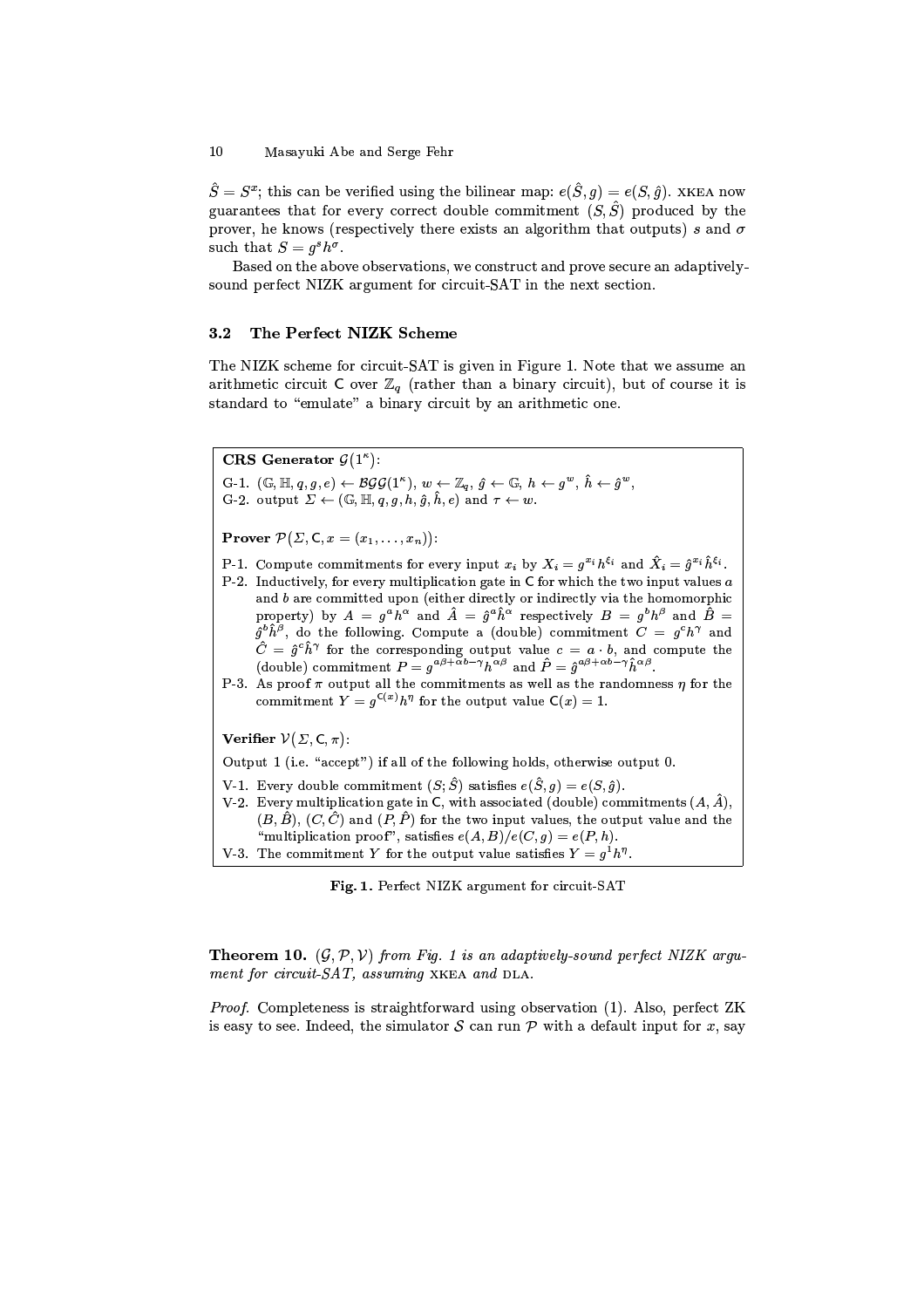$\hat{S} = S^x$; this can be verified using the bilinear map: $e(\hat{S}, g) = e(S, \hat{g})$. XKEA now guarantees that for every correct double commitment $(S, \hat{S})$ produced by the prover, he knows (respectively there exists an algorithm that outputs) $s$ and $\sigma$ such that $S = g^s h^\sigma$.

Based on the above observations, we construct and prove secure an adaptively-sound perfect NIZK argument for circuit-SAT in the next section.

### 3.2 The Perfect NIZK Scheme

The NIZK scheme for circuit-SAT is given in Figure 1. Note that we assume an arithmetic circuit $\mathsf{C}$ over $\mathbb{Z}_q$ (rather than a binary circuit), but of course it is standard to "emulate" a binary circuit by an arithmetic one.

**CRS Generator** $\mathcal{G}(1^\kappa)$:

G-1. $(\mathbb{G}, \mathbb{H}, q, g, e) \leftarrow \mathcal{BGG}(1^\kappa)$, $w \leftarrow \mathbb{Z}_q$, $\hat{g} \leftarrow \mathbb{G}$, $h \leftarrow g^w$, $\hat{h} \leftarrow \hat{g}^w$,

G-2. output $\Sigma \leftarrow (\mathbb{G}, \mathbb{H}, q, g, h, \hat{g}, \hat{h}, e)$ and $\tau \leftarrow w$.

**Prover** $\mathcal{P}(\Sigma, \mathsf{C}, x = (x_1, \ldots, x_n))$:

P-1. Compute commitments for every input $x_i$ by $X_i = g^{x_i} h^{\xi_i}$ and $\hat{X}_i = \hat{g}^{x_i} \hat{h}^{\xi_i}$.

P-2. Inductively, for every multiplication gate in $\mathsf{C}$ for which the two input values $a$ and $b$ are committed upon (either directly or indirectly via the homomorphic property) by $A = g^a h^\alpha$ and $\hat{A} = \hat{g}^a \hat{h}^\alpha$ respectively $B = g^b h^\beta$ and $\hat{B} = \hat{g}^b \hat{h}^\beta$, do the following. Compute a (double) commitment $C = g^c h^\gamma$ and $\hat{C} = \hat{g}^c \hat{h}^\gamma$ for the corresponding output value $c = a \cdot b$, and compute the (double) commitment $P = g^{a\beta + \alpha b - \gamma} h^{\alpha\beta}$ and $\hat{P} = \hat{g}^{a\beta + \alpha b - \gamma} \hat{h}^{\alpha\beta}$.

P-3. As proof $\pi$ output all the commitments as well as the randomness $\eta$ for the commitment $Y = g^{\mathsf{C}(x)} h^\eta$ for the output value $\mathsf{C}(x) = 1$.

**Verifier** $\mathcal{V}(\Sigma, \mathsf{C}, \pi)$:

Output 1 (i.e. "accept") if all of the following holds, otherwise output 0.

V-1. Every double commitment $(S; \hat{S})$ satisfies $e(\hat{S}, g) = e(S, \hat{g})$.

V-2. Every multiplication gate in $\mathsf{C}$, with associated (double) commitments $(A, \hat{A})$, $(B, \hat{B})$, $(C, \hat{C})$ and $(P, \hat{P})$ for the two input values, the output value and the "multiplication proof", satisfies $e(A, B)/e(C, g) = e(P, h)$.

V-3. The commitment $Y$ for the output value satisfies $Y = g^1 h^\eta$.

**Fig. 1.** Perfect NIZK argument for circuit-SAT

**Theorem 10.** *$(\mathcal{G}, \mathcal{P}, \mathcal{V})$ from Fig. 1 is an adaptively-sound perfect NIZK argument for circuit-SAT, assuming* XKEA *and* DLA.

*Proof.* Completeness is straightforward using observation (1). Also, perfect ZK is easy to see. Indeed, the simulator $\mathcal{S}$ can run $\mathcal{P}$ with a default input for $x$, say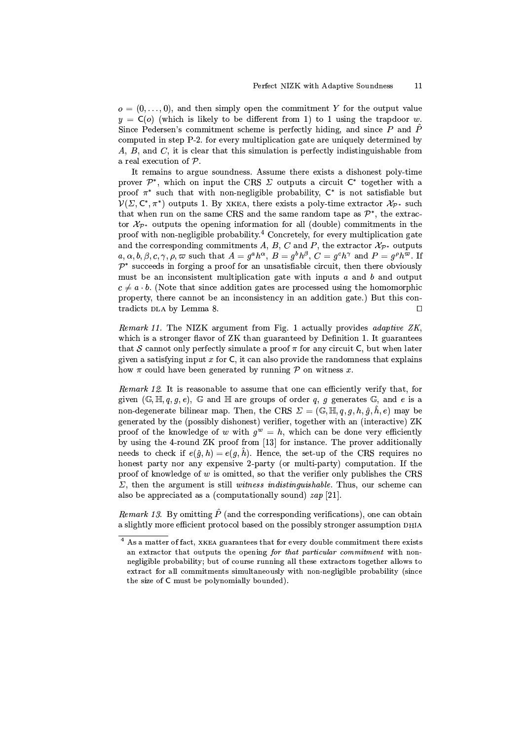$o = (0, \ldots, 0)$, and then simply open the commitment $Y$ for the output value $y = \mathsf{C}(o)$ (which is likely to be different from 1) to 1 using the trapdoor $w$. Since Pedersen's commitment scheme is perfectly hiding, and since $P$ and $\hat{P}$ computed in step P-2. for every multiplication gate are uniquely determined by $A$, $B$, and $C$, it is clear that this simulation is perfectly indistinguishable from a real execution of $\mathcal{P}$.

It remains to argue soundness. Assume there exists a dishonest poly-time prover $\mathcal{P}^*$, which on input the CRS $\Sigma$ outputs a circuit $\mathsf{C}^*$ together with a proof $\pi^*$ such that with non-negligible probability, $\mathsf{C}^*$ is not satisfiable but $\mathcal{V}(\Sigma, \mathsf{C}^*, \pi^*)$ outputs 1. By XKEA, there exists a poly-time extractor $\mathcal{X}_{\mathcal{P}^*}$ such that when run on the same CRS and the same random tape as $\mathcal{P}^*$, the extractor $\mathcal{X}_{\mathcal{P}^*}$ outputs the opening information for all (double) commitments in the proof with non-negligible probability.[4] Concretely, for every multiplication gate and the corresponding commitments $A$, $B$, $C$ and $P$, the extractor $\mathcal{X}_{\mathcal{P}^*}$ outputs $a, \alpha, b, \beta, c, \gamma, \rho, \varpi$ such that $A = g^a h^\alpha$, $B = g^b h^\beta$, $C = g^c h^\gamma$ and $P = g^\rho h^\varpi$. If $\mathcal{P}^*$ succeeds in forging a proof for an unsatisfiable circuit, then there obviously must be an inconsistent multiplication gate with inputs $a$ and $b$ and output $c \neq a \cdot b$. (Note that since addition gates are processed using the homomorphic property, there cannot be an inconsistency in an addition gate.) But this contradicts DLA by Lemma 8. □

*Remark 11.* The NIZK argument from Fig. 1 actually provides *adaptive ZK*, which is a stronger flavor of ZK than guaranteed by Definition 1. It guarantees that $\mathcal{S}$ cannot only perfectly simulate a proof $\pi$ for any circuit $\mathsf{C}$, but when later given a satisfying input $x$ for $\mathsf{C}$, it can also provide the randomness that explains how $\pi$ could have been generated by running $\mathcal{P}$ on witness $x$.

*Remark 12.* It is reasonable to assume that one can efficiently verify that, for given $(\mathbb{G}, \mathbb{H}, q, g, e)$, $\mathbb{G}$ and $\mathbb{H}$ are groups of order $q$, $g$ generates $\mathbb{G}$, and $e$ is a non-degenerate bilinear map. Then, the CRS $\Sigma = (\mathbb{G}, \mathbb{H}, q, g, h, \hat{g}, \hat{h}, e)$ may be generated by the (possibly dishonest) verifier, together with an (interactive) ZK proof of the knowledge of $w$ with $g^w = h$, which can be done very efficiently by using the 4-round ZK proof from [13] for instance. The prover additionally needs to check if $e(\hat{g}, h) = e(g, \hat{h})$. Hence, the set-up of the CRS requires no honest party nor any expensive 2-party (or multi-party) computation. If the proof of knowledge of $w$ is omitted, so that the verifier only publishes the CRS $\Sigma$, then the argument is still *witness indistinguishable*. Thus, our scheme can also be appreciated as a (computationally sound) *zap* [21].

*Remark 13.* By omitting $\hat{P}$ (and the corresponding verifications), one can obtain a slightly more efficient protocol based on the possibly stronger assumption DHIA

---

[4] As a matter of fact, XKEA guarantees that for every double commitment there exists an extractor that outputs the opening *for that particular commitment* with non-negligible probability; but of course running all these extractors together allows to extract for all commitments simultaneously with non-negligible probability (since the size of $\mathsf{C}$ must be polynomially bounded).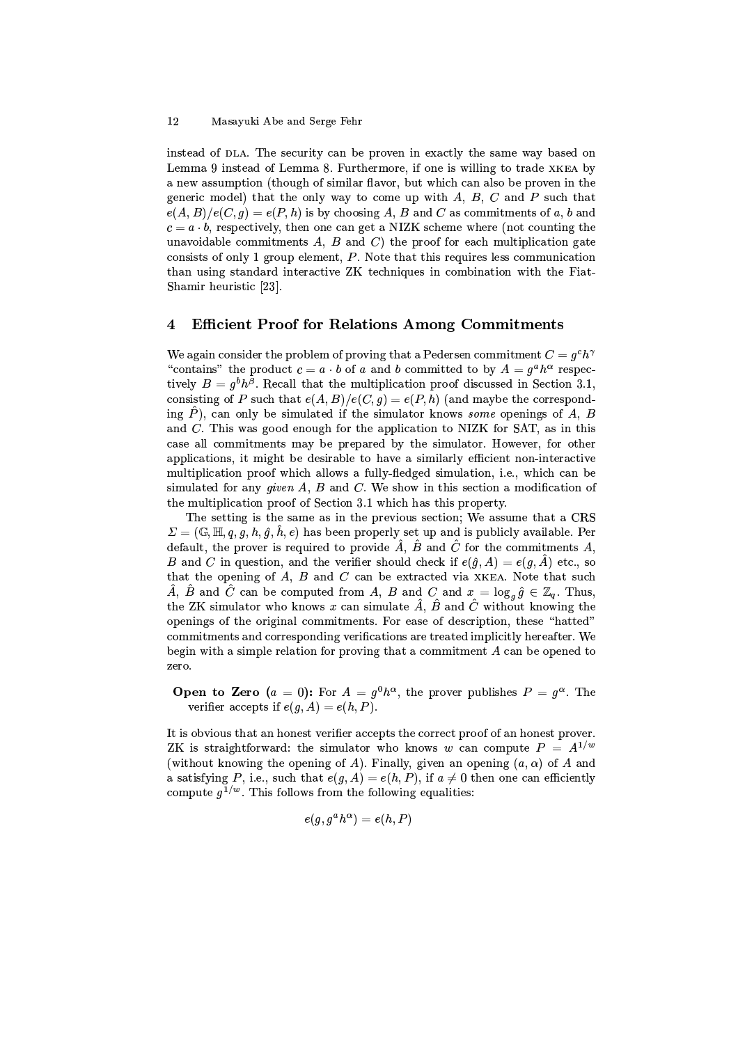instead of DLA. The security can be proven in exactly the same way based on Lemma 9 instead of Lemma 8. Furthermore, if one is willing to trade XKEA by a new assumption (though of similar flavor, but which can also be proven in the generic model) that the only way to come up with $A$, $B$, $C$ and $P$ such that $e(A,B)/e(C,g) = e(P,h)$ is by choosing $A$, $B$ and $C$ as commitments of $a$, $b$ and $c = a \cdot b$, respectively, then one can get a NIZK scheme where (not counting the unavoidable commitments $A$, $B$ and $C$) the proof for each multiplication gate consists of only 1 group element, $P$. Note that this requires less communication than using standard interactive ZK techniques in combination with the Fiat-Shamir heuristic [23].

## 4 Efficient Proof for Relations Among Commitments

We again consider the problem of proving that a Pedersen commitment $C = g^c h^\gamma$ "contains" the product $c = a \cdot b$ of $a$ and $b$ committed to by $A = g^a h^\alpha$ respectively $B = g^b h^\beta$. Recall that the multiplication proof discussed in Section 3.1, consisting of $P$ such that $e(A,B)/e(C,g) = e(P,h)$ (and maybe the corresponding $\hat{P}$), can only be simulated if the simulator knows *some* openings of $A$, $B$ and $C$. This was good enough for the application to NIZK for SAT, as in this case all commitments may be prepared by the simulator. However, for other applications, it might be desirable to have a similarly efficient non-interactive multiplication proof which allows a fully-fledged simulation, i.e., which can be simulated for any *given* $A$, $B$ and $C$. We show in this section a modification of the multiplication proof of Section 3.1 which has this property.

The setting is the same as in the previous section; We assume that a CRS $\Sigma = (\mathbb{G}, \mathbb{H}, q, g, h, \hat{g}, \hat{h}, e)$ has been properly set up and is publicly available. Per default, the prover is required to provide $\hat{A}$, $\hat{B}$ and $\hat{C}$ for the commitments $A$, $B$ and $C$ in question, and the verifier should check if $e(\hat{g}, A) = e(g, \hat{A})$ etc., so that the opening of $A$, $B$ and $C$ can be extracted via XKEA. Note that such $\hat{A}$, $\hat{B}$ and $\hat{C}$ can be computed from $A$, $B$ and $C$ and $x = \log_g \hat{g} \in \mathbb{Z}_q$. Thus, the ZK simulator who knows $x$ can simulate $\hat{A}$, $\hat{B}$ and $\hat{C}$ without knowing the openings of the original commitments. For ease of description, these "hatted" commitments and corresponding verifications are treated implicitly hereafter. We begin with a simple relation for proving that a commitment $A$ can be opened to zero.

**Open to Zero ($a = 0$):** For $A = g^0 h^\alpha$, the prover publishes $P = g^\alpha$. The verifier accepts if $e(g, A) = e(h, P)$.

It is obvious that an honest verifier accepts the correct proof of an honest prover. ZK is straightforward: the simulator who knows $w$ can compute $P = A^{1/w}$ (without knowing the opening of $A$). Finally, given an opening $(a, \alpha)$ of $A$ and a satisfying $P$, i.e., such that $e(g, A) = e(h, P)$, if $a \neq 0$ then one can efficiently compute $g^{1/w}$. This follows from the following equalities:

$$e(g, g^a h^\alpha) = e(h, P)$$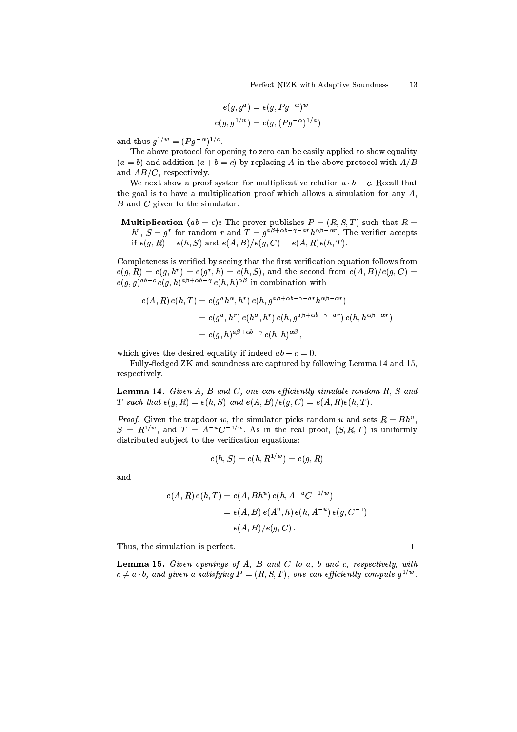$$e(g, g^a) = e(g, Pg^{-\alpha})^w$$
$$e(g, g^{1/w}) = e(g, (Pg^{-\alpha})^{1/a})$$

and thus $g^{1/w} = (Pg^{-\alpha})^{1/a}$.

The above protocol for opening to zero can be easily applied to show equality ($a = b$) and addition ($a + b = c$) by replacing $A$ in the above protocol with $A/B$ and $AB/C$, respectively.

We next show a proof system for multiplicative relation $a \cdot b = c$. Recall that the goal is to have a multiplication proof which allows a simulation for any $A$, $B$ and $C$ given to the simulator.

**Multiplication ($ab = c$):** The prover publishes $P = (R, S, T)$ such that $R = h^r$, $S = g^r$ for random $r$ and $T = g^{a\beta+\alpha b-\gamma-ar}h^{\alpha\beta-\alpha r}$. The verifier accepts if $e(g, R) = e(h, S)$ and $e(A, B)/e(g, C) = e(A, R)e(h, T)$.

Completeness is verified by seeing that the first verification equation follows from $e(g, R) = e(g, h^r) = e(g^r, h) = e(h, S)$, and the second from $e(A, B)/e(g, C) = e(g, g)^{ab-c}\, e(g, h)^{a\beta+\alpha b-\gamma}\, e(h, h)^{\alpha\beta}$ in combination with

$$\begin{aligned} e(A, R)\, e(h, T) &= e(g^a h^\alpha, h^r)\, e(h, g^{a\beta+\alpha b-\gamma-ar}h^{\alpha\beta-\alpha r}) \\ &= e(g^a, h^r)\, e(h^\alpha, h^r)\, e(h, g^{a\beta+\alpha b-\gamma-ar})\, e(h, h^{\alpha\beta-\alpha r}) \\ &= e(g, h)^{a\beta+\alpha b-\gamma}\, e(h, h)^{\alpha\beta}, \end{aligned}$$

which gives the desired equality if indeed $ab - c = 0$.

Fully-fledged ZK and soundness are captured by following Lemma 14 and 15, respectively.

**Lemma 14.** *Given $A$, $B$ and $C$, one can efficiently simulate random $R$, $S$ and $T$ such that $e(g, R) = e(h, S)$ and $e(A, B)/e(g, C) = e(A, R)e(h, T)$.*

*Proof.* Given the trapdoor $w$, the simulator picks random $u$ and sets $R = Bh^u$, $S = R^{1/w}$, and $T = A^{-u}C^{-1/w}$. As in the real proof, $(S, R, T)$ is uniformly distributed subject to the verification equations:

$$e(h, S) = e(h, R^{1/w}) = e(g, R)$$

and

$$\begin{aligned} e(A, R)\, e(h, T) &= e(A, Bh^u)\, e(h, A^{-u}C^{-1/w}) \\ &= e(A, B)\, e(A^u, h)\, e(h, A^{-u})\, e(g, C^{-1}) \\ &= e(A, B)/e(g, C)\,. \end{aligned}$$

Thus, the simulation is perfect. □

**Lemma 15.** *Given openings of $A$, $B$ and $C$ to $a$, $b$ and $c$, respectively, with $c \neq a \cdot b$, and given a satisfying $P = (R, S, T)$, one can efficiently compute $g^{1/w}$.*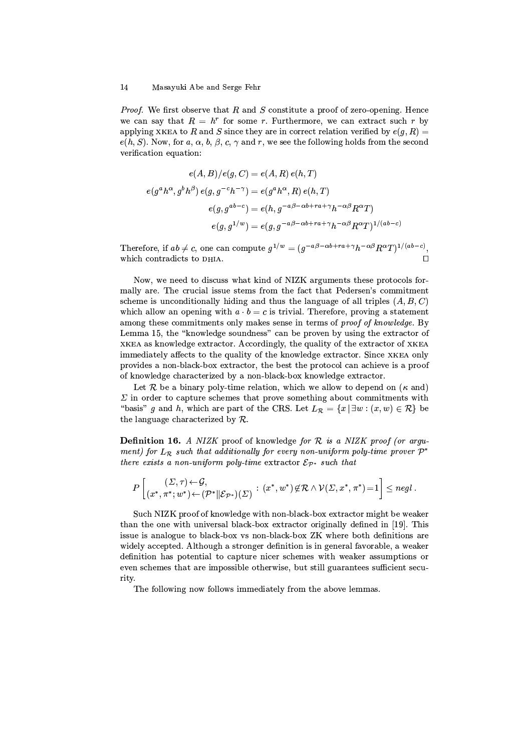*Proof.* We first observe that $R$ and $S$ constitute a proof of zero-opening. Hence we can say that $R = h^r$ for some $r$. Furthermore, we can extract such $r$ by applying XKEA to $R$ and $S$ since they are in correct relation verified by $e(g, R) = e(h, S)$. Now, for $a$, $\alpha$, $b$, $\beta$, $c$, $\gamma$ and $r$, we see the following holds from the second verification equation:

$$
\begin{aligned}
e(A, B)/e(g, C) &= e(A, R)\, e(h, T) \\
e(g^a h^\alpha, g^b h^\beta)\, e(g, g^{-c} h^{-\gamma}) &= e(g^a h^\alpha, R)\, e(h, T) \\
e(g, g^{ab-c}) &= e(h, g^{-a\beta - \alpha b + ra + \gamma} h^{-\alpha\beta} R^\alpha T) \\
e(g, g^{1/w}) &= e(g, g^{-a\beta - \alpha b + ra + \gamma} h^{-\alpha\beta} R^\alpha T)^{1/(ab-c)}
\end{aligned}
$$

Therefore, if $ab \neq c$, one can compute $g^{1/w} = (g^{-a\beta - \alpha b + ra + \gamma} h^{-\alpha\beta} R^\alpha T)^{1/(ab-c)}$, which contradicts to DHIA. $\square$

Now, we need to discuss what kind of NIZK arguments these protocols formally are. The crucial issue stems from the fact that Pedersen's commitment scheme is unconditionally hiding and thus the language of all triples $(A, B, C)$ which allow an opening with $a \cdot b = c$ is trivial. Therefore, proving a statement among these commitments only makes sense in terms of *proof of knowledge*. By Lemma 15, the "knowledge soundness" can be proven by using the extractor of XKEA as knowledge extractor. Accordingly, the quality of the extractor of XKEA immediately affects to the quality of the knowledge extractor. Since XKEA only provides a non-black-box extractor, the best the protocol can achieve is a proof of knowledge characterized by a non-black-box knowledge extractor.

Let $\mathcal{R}$ be a binary poly-time relation, which we allow to depend on ($\kappa$ and) $\Sigma$ in order to capture schemes that prove something about commitments with "basis" $g$ and $h$, which are part of the CRS. Let $L_\mathcal{R} = \{x \,|\, \exists w : (x, w) \in \mathcal{R}\}$ be the language characterized by $\mathcal{R}$.

**Definition 16.** *A NIZK* proof of knowledge *for $\mathcal{R}$ is a NIZK proof (or argument) for $L_\mathcal{R}$ such that additionally for every non-uniform poly-time prover $\mathcal{P}^*$ there exists a non-uniform poly-time* extractor *$\mathcal{E}_{\mathcal{P}^*}$ such that*

$$
P\left[\begin{matrix}(\Sigma, \tau) \leftarrow \mathcal{G}, \\ (x^*, \pi^*; w^*) \leftarrow (\mathcal{P}^* \| \mathcal{E}_{\mathcal{P}^*})(\Sigma)\end{matrix} : (x^*, w^*) \notin \mathcal{R} \wedge \mathcal{V}(\Sigma, x^*, \pi^*) = 1\right] \leq negl\,.
$$

Such NIZK proof of knowledge with non-black-box extractor might be weaker than the one with universal black-box extractor originally defined in [19]. This issue is analogue to black-box vs non-black-box ZK where both definitions are widely accepted. Although a stronger definition is in general favorable, a weaker definition has potential to capture nicer schemes with weaker assumptions or even schemes that are impossible otherwise, but still guarantees sufficient security.

The following now follows immediately from the above lemmas.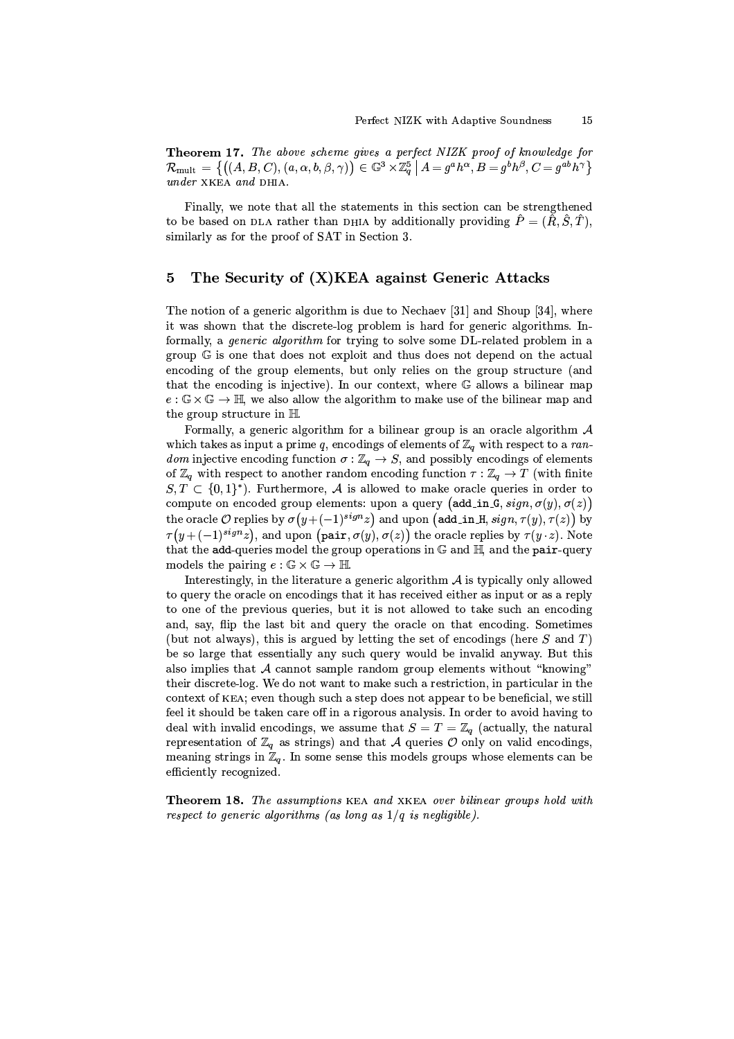**Theorem 17.** *The above scheme gives a perfect NIZK proof of knowledge for* $\mathcal{R}_{\text{mult}} = \{((A,B,C),(a,\alpha,b,\beta,\gamma)) \in \mathbb{G}^3 \times \mathbb{Z}_q^5 \mid A = g^a h^\alpha, B = g^b h^\beta, C = g^{ab} h^\gamma\}$ *under* XKEA *and* DHIA.

Finally, we note that all the statements in this section can be strengthened to be based on DLA rather than DHIA by additionally providing $\hat{P} = (\hat{R}, \hat{S}, \hat{T})$, similarly as for the proof of SAT in Section 3.

## 5 The Security of (X)KEA against Generic Attacks

The notion of a generic algorithm is due to Nechaev [31] and Shoup [34], where it was shown that the discrete-log problem is hard for generic algorithms. Informally, a *generic algorithm* for trying to solve some DL-related problem in a group $\mathbb{G}$ is one that does not exploit and thus does not depend on the actual encoding of the group elements, but only relies on the group structure (and that the encoding is injective). In our context, where $\mathbb{G}$ allows a bilinear map $e : \mathbb{G} \times \mathbb{G} \to \mathbb{H}$, we also allow the algorithm to make use of the bilinear map and the group structure in $\mathbb{H}$.

Formally, a generic algorithm for a bilinear group is an oracle algorithm $\mathcal{A}$ which takes as input a prime $q$, encodings of elements of $\mathbb{Z}_q$ with respect to a *random* injective encoding function $\sigma : \mathbb{Z}_q \to S$, and possibly encodings of elements of $\mathbb{Z}_q$ with respect to another random encoding function $\tau : \mathbb{Z}_q \to T$ (with finite $S, T \subset \{0,1\}^*$). Furthermore, $\mathcal{A}$ is allowed to make oracle queries in order to compute on encoded group elements: upon a query $(\texttt{add\_in\_G}, sign, \sigma(y), \sigma(z))$ the oracle $\mathcal{O}$ replies by $\sigma(y + (-1)^{sign} z)$ and upon $(\texttt{add\_in\_H}, sign, \tau(y), \tau(z))$ by $\tau(y + (-1)^{sign} z)$, and upon $(\texttt{pair}, \sigma(y), \sigma(z))$ the oracle replies by $\tau(y \cdot z)$. Note that the add-queries model the group operations in $\mathbb{G}$ and $\mathbb{H}$, and the pair-query models the pairing $e : \mathbb{G} \times \mathbb{G} \to \mathbb{H}$.

Interestingly, in the literature a generic algorithm $\mathcal{A}$ is typically only allowed to query the oracle on encodings that it has received either as input or as a reply to one of the previous queries, but it is not allowed to take such an encoding and, say, flip the last bit and query the oracle on that encoding. Sometimes (but not always), this is argued by letting the set of encodings (here $S$ and $T$) be so large that essentially any such query would be invalid anyway. But this also implies that $\mathcal{A}$ cannot sample random group elements without "knowing" their discrete-log. We do not want to make such a restriction, in particular in the context of KEA; even though such a step does not appear to be beneficial, we still feel it should be taken care off in a rigorous analysis. In order to avoid having to deal with invalid encodings, we assume that $S = T = \mathbb{Z}_q$ (actually, the natural representation of $\mathbb{Z}_q$ as strings) and that $\mathcal{A}$ queries $\mathcal{O}$ only on valid encodings, meaning strings in $\mathbb{Z}_q$. In some sense this models groups whose elements can be efficiently recognized.

**Theorem 18.** *The assumptions* KEA *and* XKEA *over bilinear groups hold with respect to generic algorithms (as long as* $1/q$ *is negligible).*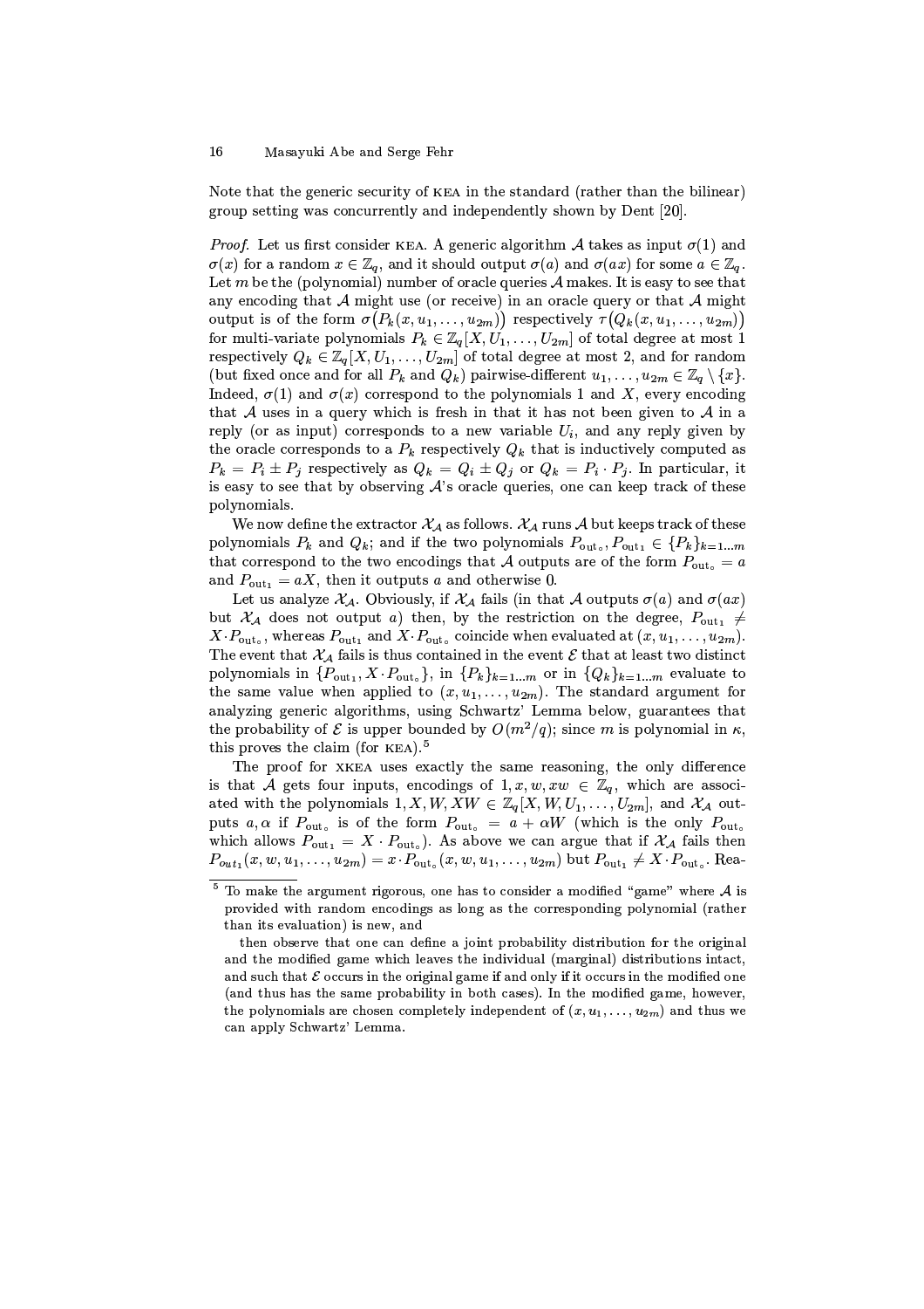Note that the generic security of KEA in the standard (rather than the bilinear) group setting was concurrently and independently shown by Dent [20].

*Proof.* Let us first consider KEA. A generic algorithm $\mathcal{A}$ takes as input $\sigma(1)$ and $\sigma(x)$ for a random $x \in \mathbb{Z}_q$, and it should output $\sigma(a)$ and $\sigma(ax)$ for some $a \in \mathbb{Z}_q$. Let $m$ be the (polynomial) number of oracle queries $\mathcal{A}$ makes. It is easy to see that any encoding that $\mathcal{A}$ might use (or receive) in an oracle query or that $\mathcal{A}$ might output is of the form $\sigma\big(P_k(x, u_1, \ldots, u_{2m})\big)$ respectively $\tau\big(Q_k(x, u_1, \ldots, u_{2m})\big)$ for multi-variate polynomials $P_k \in \mathbb{Z}_q[X, U_1, \ldots, U_{2m}]$ of total degree at most 1 respectively $Q_k \in \mathbb{Z}_q[X, U_1, \ldots, U_{2m}]$ of total degree at most 2, and for random (but fixed once and for all $P_k$ and $Q_k$) pairwise-different $u_1, \ldots, u_{2m} \in \mathbb{Z}_q \setminus \{x\}$. Indeed, $\sigma(1)$ and $\sigma(x)$ correspond to the polynomials 1 and $X$, every encoding that $\mathcal{A}$ uses in a query which is fresh in that it has not been given to $\mathcal{A}$ in a reply (or as input) corresponds to a new variable $U_i$, and any reply given by the oracle corresponds to a $P_k$ respectively $Q_k$ that is inductively computed as $P_k = P_i \pm P_j$ respectively as $Q_k = Q_i \pm Q_j$ or $Q_k = P_i \cdot P_j$. In particular, it is easy to see that by observing $\mathcal{A}$'s oracle queries, one can keep track of these polynomials.

We now define the extractor $\mathcal{X}_\mathcal{A}$ as follows. $\mathcal{X}_\mathcal{A}$ runs $\mathcal{A}$ but keeps track of these polynomials $P_k$ and $Q_k$; and if the two polynomials $P_{\text{out}_\circ}, P_{\text{out}_1} \in \{P_k\}_{k=1\ldots m}$ that correspond to the two encodings that $\mathcal{A}$ outputs are of the form $P_{\text{out}_\circ} = a$ and $P_{\text{out}_1} = aX$, then it outputs $a$ and otherwise 0.

Let us analyze $\mathcal{X}_\mathcal{A}$. Obviously, if $\mathcal{X}_\mathcal{A}$ fails (in that $\mathcal{A}$ outputs $\sigma(a)$ and $\sigma(ax)$ but $\mathcal{X}_\mathcal{A}$ does not output $a$) then, by the restriction on the degree, $P_{\text{out}_1} \neq X \cdot P_{\text{out}_\circ}$, whereas $P_{\text{out}_1}$ and $X \cdot P_{\text{out}_\circ}$ coincide when evaluated at $(x, u_1, \ldots, u_{2m})$. The event that $\mathcal{X}_\mathcal{A}$ fails is thus contained in the event $\mathcal{E}$ that at least two distinct polynomials in $\{P_{\text{out}_1}, X \cdot P_{\text{out}_\circ}\}$, in $\{P_k\}_{k=1\ldots m}$ or in $\{Q_k\}_{k=1\ldots m}$ evaluate to the same value when applied to $(x, u_1, \ldots, u_{2m})$. The standard argument for analyzing generic algorithms, using Schwartz' Lemma below, guarantees that the probability of $\mathcal{E}$ is upper bounded by $O(m^2/q)$; since $m$ is polynomial in $\kappa$, this proves the claim (for KEA).[5]

The proof for XKEA uses exactly the same reasoning, the only difference is that $\mathcal{A}$ gets four inputs, encodings of $1, x, w, xw \in \mathbb{Z}_q$, which are associated with the polynomials $1, X, W, XW \in \mathbb{Z}_q[X, W, U_1, \ldots, U_{2m}]$, and $\mathcal{X}_\mathcal{A}$ outputs $a, \alpha$ if $P_{\text{out}_\circ}$ is of the form $P_{\text{out}_\circ} = a + \alpha W$ (which is the only $P_{\text{out}_\circ}$ which allows $P_{\text{out}_1} = X \cdot P_{\text{out}_\circ}$). As above we can argue that if $\mathcal{X}_\mathcal{A}$ fails then $P_{out_1}(x, w, u_1, \ldots, u_{2m}) = x \cdot P_{\text{out}_\circ}(x, w, u_1, \ldots, u_{2m})$ but $P_{\text{out}_1} \neq X \cdot P_{\text{out}_\circ}$. Rea-

---

[5] To make the argument rigorous, one has to consider a modified "game" where $\mathcal{A}$ is provided with random encodings as long as the corresponding polynomial (rather than its evaluation) is new, and

then observe that one can define a joint probability distribution for the original and the modified game which leaves the individual (marginal) distributions intact, and such that $\mathcal{E}$ occurs in the original game if and only if it occurs in the modified one (and thus has the same probability in both cases). In the modified game, however, the polynomials are chosen completely independent of $(x, u_1, \ldots, u_{2m})$ and thus we can apply Schwartz' Lemma.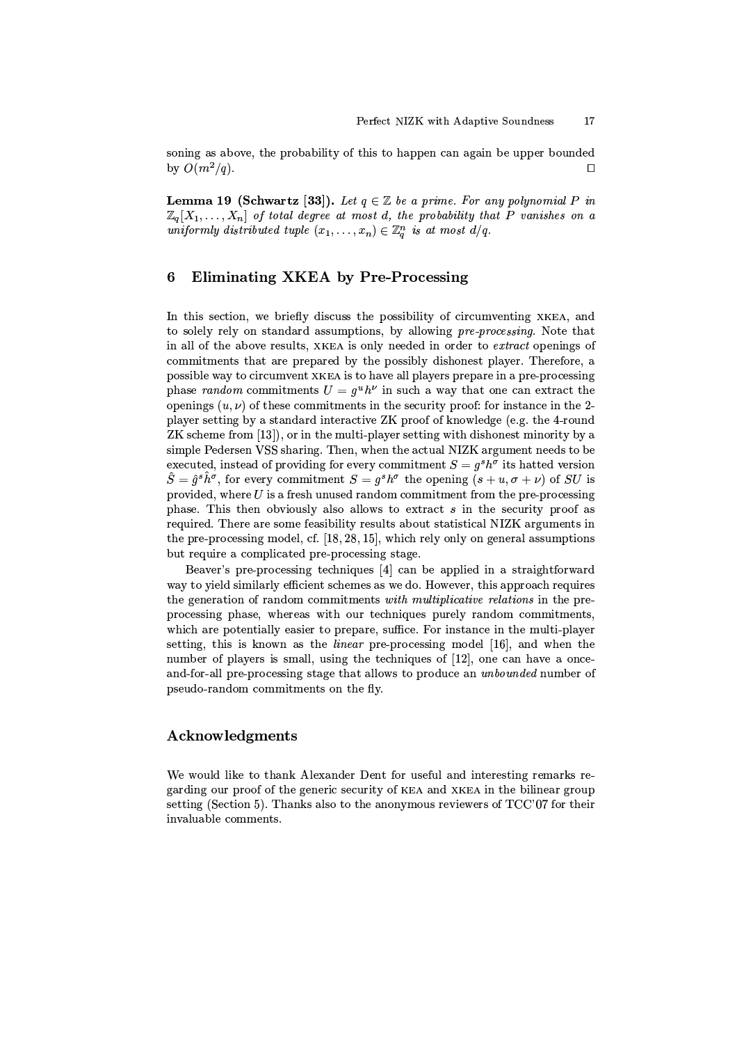soning as above, the probability of this to happen can again be upper bounded by $O(m^2/q)$. □

**Lemma 19 (Schwartz [33]).** *Let $q \in \mathbb{Z}$ be a prime. For any polynomial $P$ in $\mathbb{Z}_q[X_1, \dots, X_n]$ of total degree at most $d$, the probability that $P$ vanishes on a uniformly distributed tuple $(x_1, \dots, x_n) \in \mathbb{Z}_q^n$ is at most $d/q$.*

## 6 Eliminating XKEA by Pre-Processing

In this section, we briefly discuss the possibility of circumventing XKEA, and to solely rely on standard assumptions, by allowing *pre-processing*. Note that in all of the above results, XKEA is only needed in order to *extract* openings of commitments that are prepared by the possibly dishonest player. Therefore, a possible way to circumvent XKEA is to have all players prepare in a pre-processing phase *random* commitments $U = g^u h^\nu$ in such a way that one can extract the openings $(u, \nu)$ of these commitments in the security proof: for instance in the 2-player setting by a standard interactive ZK proof of knowledge (e.g. the 4-round ZK scheme from [13]), or in the multi-player setting with dishonest minority by a simple Pedersen VSS sharing. Then, when the actual NIZK argument needs to be executed, instead of providing for every commitment $S = g^s h^\sigma$ its hatted version $\hat{S} = \hat{g}^s \hat{h}^\sigma$, for every commitment $S = g^s h^\sigma$ the opening $(s + u, \sigma + \nu)$ of $SU$ is provided, where $U$ is a fresh unused random commitment from the pre-processing phase. This then obviously also allows to extract $s$ in the security proof as required. There are some feasibility results about statistical NIZK arguments in the pre-processing model, cf. [18, 28, 15], which rely only on general assumptions but require a complicated pre-processing stage.

Beaver's pre-processing techniques [4] can be applied in a straightforward way to yield similarly efficient schemes as we do. However, this approach requires the generation of random commitments *with multiplicative relations* in the pre-processing phase, whereas with our techniques purely random commitments, which are potentially easier to prepare, suffice. For instance in the multi-player setting, this is known as the *linear* pre-processing model [16], and when the number of players is small, using the techniques of [12], one can have a once-and-for-all pre-processing stage that allows to produce an *unbounded* number of pseudo-random commitments on the fly.

## Acknowledgments

We would like to thank Alexander Dent for useful and interesting remarks regarding our proof of the generic security of KEA and XKEA in the bilinear group setting (Section 5). Thanks also to the anonymous reviewers of TCC'07 for their invaluable comments.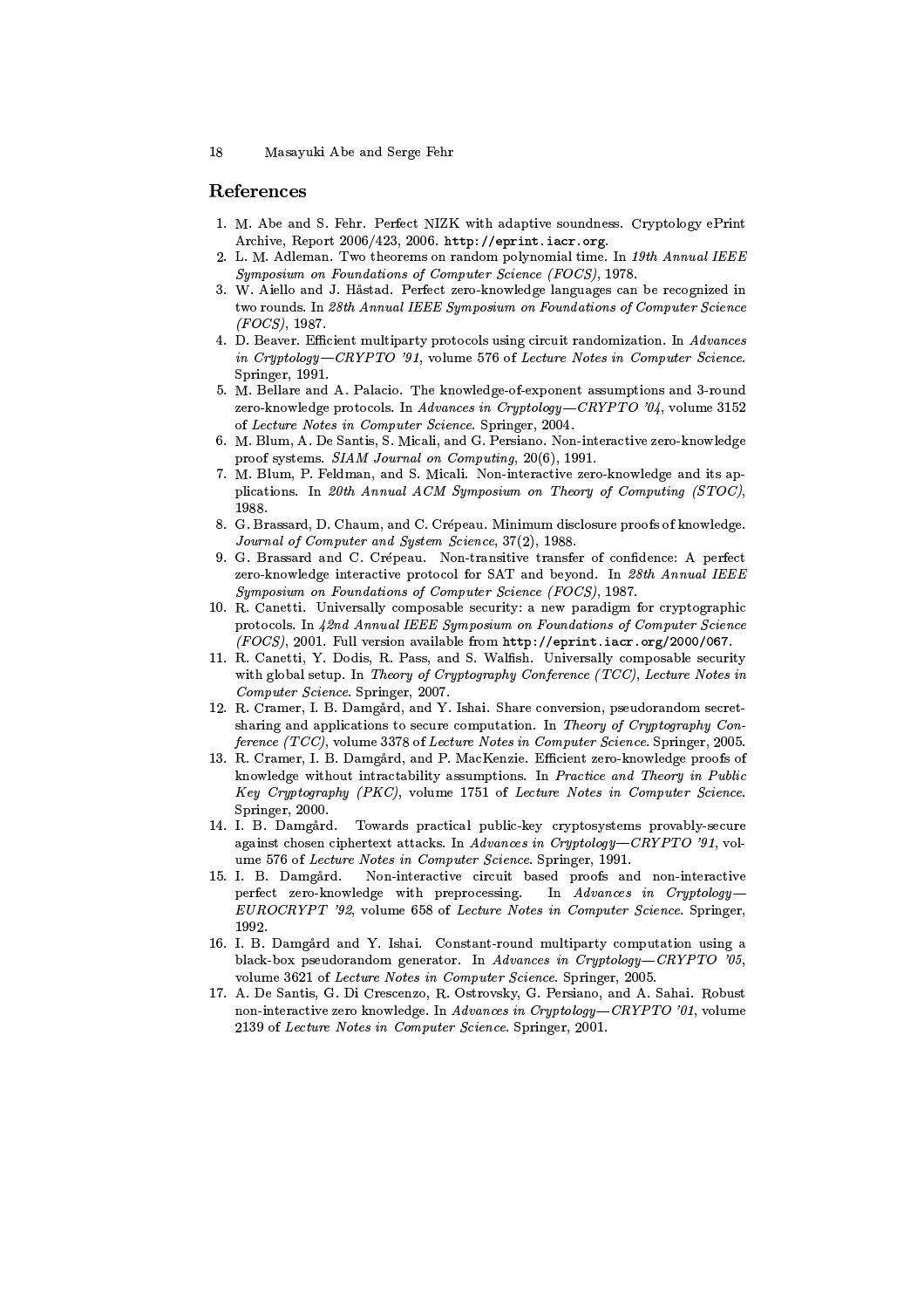## References

1. M. Abe and S. Fehr. Perfect NIZK with adaptive soundness. Cryptology ePrint Archive, Report 2006/423, 2006. `http://eprint.iacr.org`.
2. L. M. Adleman. Two theorems on random polynomial time. In *19th Annual IEEE Symposium on Foundations of Computer Science (FOCS)*, 1978.
3. W. Aiello and J. Håstad. Perfect zero-knowledge languages can be recognized in two rounds. In *28th Annual IEEE Symposium on Foundations of Computer Science (FOCS)*, 1987.
4. D. Beaver. Efficient multiparty protocols using circuit randomization. In *Advances in Cryptology—CRYPTO '91*, volume 576 of *Lecture Notes in Computer Science*. Springer, 1991.
5. M. Bellare and A. Palacio. The knowledge-of-exponent assumptions and 3-round zero-knowledge protocols. In *Advances in Cryptology—CRYPTO '04*, volume 3152 of *Lecture Notes in Computer Science*. Springer, 2004.
6. M. Blum, A. De Santis, S. Micali, and G. Persiano. Non-interactive zero-knowledge proof systems. *SIAM Journal on Computing*, 20(6), 1991.
7. M. Blum, P. Feldman, and S. Micali. Non-interactive zero-knowledge and its applications. In *20th Annual ACM Symposium on Theory of Computing (STOC)*, 1988.
8. G. Brassard, D. Chaum, and C. Crépeau. Minimum disclosure proofs of knowledge. *Journal of Computer and System Science*, 37(2), 1988.
9. G. Brassard and C. Crépeau. Non-transitive transfer of confidence: A perfect zero-knowledge interactive protocol for SAT and beyond. In *28th Annual IEEE Symposium on Foundations of Computer Science (FOCS)*, 1987.
10. R. Canetti. Universally composable security: a new paradigm for cryptographic protocols. In *42nd Annual IEEE Symposium on Foundations of Computer Science (FOCS)*, 2001. Full version available from `http://eprint.iacr.org/2000/067`.
11. R. Canetti, Y. Dodis, R. Pass, and S. Walfish. Universally composable security with global setup. In *Theory of Cryptography Conference (TCC)*, *Lecture Notes in Computer Science*. Springer, 2007.
12. R. Cramer, I. B. Damgård, and Y. Ishai. Share conversion, pseudorandom secret-sharing and applications to secure computation. In *Theory of Cryptography Conference (TCC)*, volume 3378 of *Lecture Notes in Computer Science*. Springer, 2005.
13. R. Cramer, I. B. Damgård, and P. MacKenzie. Efficient zero-knowledge proofs of knowledge without intractability assumptions. In *Practice and Theory in Public Key Cryptography (PKC)*, volume 1751 of *Lecture Notes in Computer Science*. Springer, 2000.
14. I. B. Damgård. Towards practical public-key cryptosystems provably-secure against chosen ciphertext attacks. In *Advances in Cryptology—CRYPTO '91*, volume 576 of *Lecture Notes in Computer Science*. Springer, 1991.
15. I. B. Damgård. Non-interactive circuit based proofs and non-interactive perfect zero-knowledge with preprocessing. In *Advances in Cryptology—EUROCRYPT '92*, volume 658 of *Lecture Notes in Computer Science*. Springer, 1992.
16. I. B. Damgård and Y. Ishai. Constant-round multiparty computation using a black-box pseudorandom generator. In *Advances in Cryptology—CRYPTO '05*, volume 3621 of *Lecture Notes in Computer Science*. Springer, 2005.
17. A. De Santis, G. Di Crescenzo, R. Ostrovsky, G. Persiano, and A. Sahai. Robust non-interactive zero knowledge. In *Advances in Cryptology—CRYPTO '01*, volume 2139 of *Lecture Notes in Computer Science*. Springer, 2001.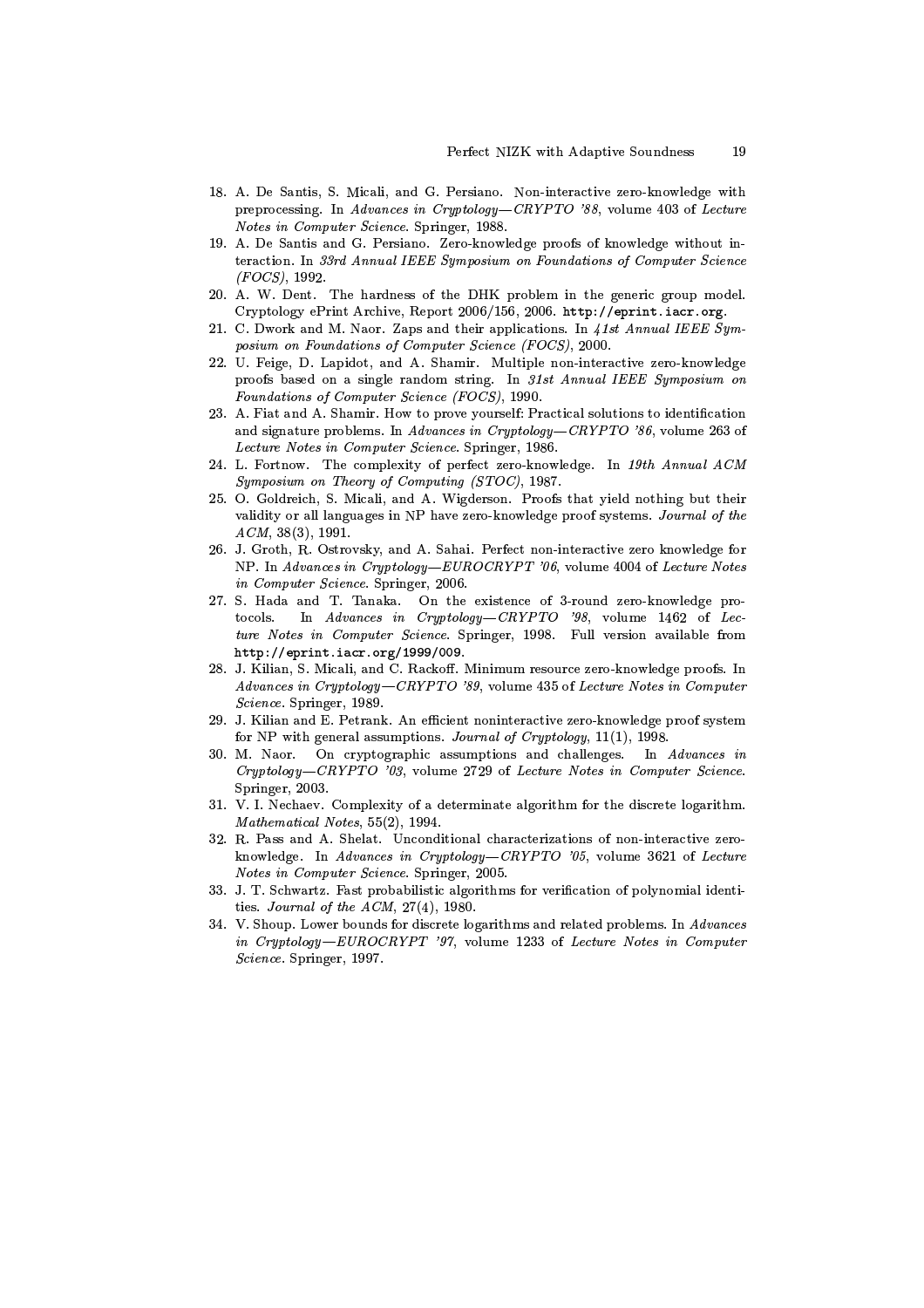18. A. De Santis, S. Micali, and G. Persiano. Non-interactive zero-knowledge with preprocessing. In *Advances in Cryptology—CRYPTO '88*, volume 403 of *Lecture Notes in Computer Science*. Springer, 1988.
19. A. De Santis and G. Persiano. Zero-knowledge proofs of knowledge without interaction. In *33rd Annual IEEE Symposium on Foundations of Computer Science (FOCS)*, 1992.
20. A. W. Dent. The hardness of the DHK problem in the generic group model. Cryptology ePrint Archive, Report 2006/156, 2006. `http://eprint.iacr.org`.
21. C. Dwork and M. Naor. Zaps and their applications. In *41st Annual IEEE Symposium on Foundations of Computer Science (FOCS)*, 2000.
22. U. Feige, D. Lapidot, and A. Shamir. Multiple non-interactive zero-knowledge proofs based on a single random string. In *31st Annual IEEE Symposium on Foundations of Computer Science (FOCS)*, 1990.
23. A. Fiat and A. Shamir. How to prove yourself: Practical solutions to identification and signature problems. In *Advances in Cryptology—CRYPTO '86*, volume 263 of *Lecture Notes in Computer Science*. Springer, 1986.
24. L. Fortnow. The complexity of perfect zero-knowledge. In *19th Annual ACM Symposium on Theory of Computing (STOC)*, 1987.
25. O. Goldreich, S. Micali, and A. Wigderson. Proofs that yield nothing but their validity or all languages in NP have zero-knowledge proof systems. *Journal of the ACM*, 38(3), 1991.
26. J. Groth, R. Ostrovsky, and A. Sahai. Perfect non-interactive zero knowledge for NP. In *Advances in Cryptology—EUROCRYPT '06*, volume 4004 of *Lecture Notes in Computer Science*. Springer, 2006.
27. S. Hada and T. Tanaka. On the existence of 3-round zero-knowledge protocols. In *Advances in Cryptology—CRYPTO '98*, volume 1462 of *Lecture Notes in Computer Science*. Springer, 1998. Full version available from `http://eprint.iacr.org/1999/009`.
28. J. Kilian, S. Micali, and C. Rackoff. Minimum resource zero-knowledge proofs. In *Advances in Cryptology—CRYPTO '89*, volume 435 of *Lecture Notes in Computer Science*. Springer, 1989.
29. J. Kilian and E. Petrank. An efficient noninteractive zero-knowledge proof system for NP with general assumptions. *Journal of Cryptology*, 11(1), 1998.
30. M. Naor. On cryptographic assumptions and challenges. In *Advances in Cryptology—CRYPTO '03*, volume 2729 of *Lecture Notes in Computer Science*. Springer, 2003.
31. V. I. Nechaev. Complexity of a determinate algorithm for the discrete logarithm. *Mathematical Notes*, 55(2), 1994.
32. R. Pass and A. Shelat. Unconditional characterizations of non-interactive zero-knowledge. In *Advances in Cryptology—CRYPTO '05*, volume 3621 of *Lecture Notes in Computer Science*. Springer, 2005.
33. J. T. Schwartz. Fast probabilistic algorithms for verification of polynomial identities. *Journal of the ACM*, 27(4), 1980.
34. V. Shoup. Lower bounds for discrete logarithms and related problems. In *Advances in Cryptology—EUROCRYPT '97*, volume 1233 of *Lecture Notes in Computer Science*. Springer, 1997.